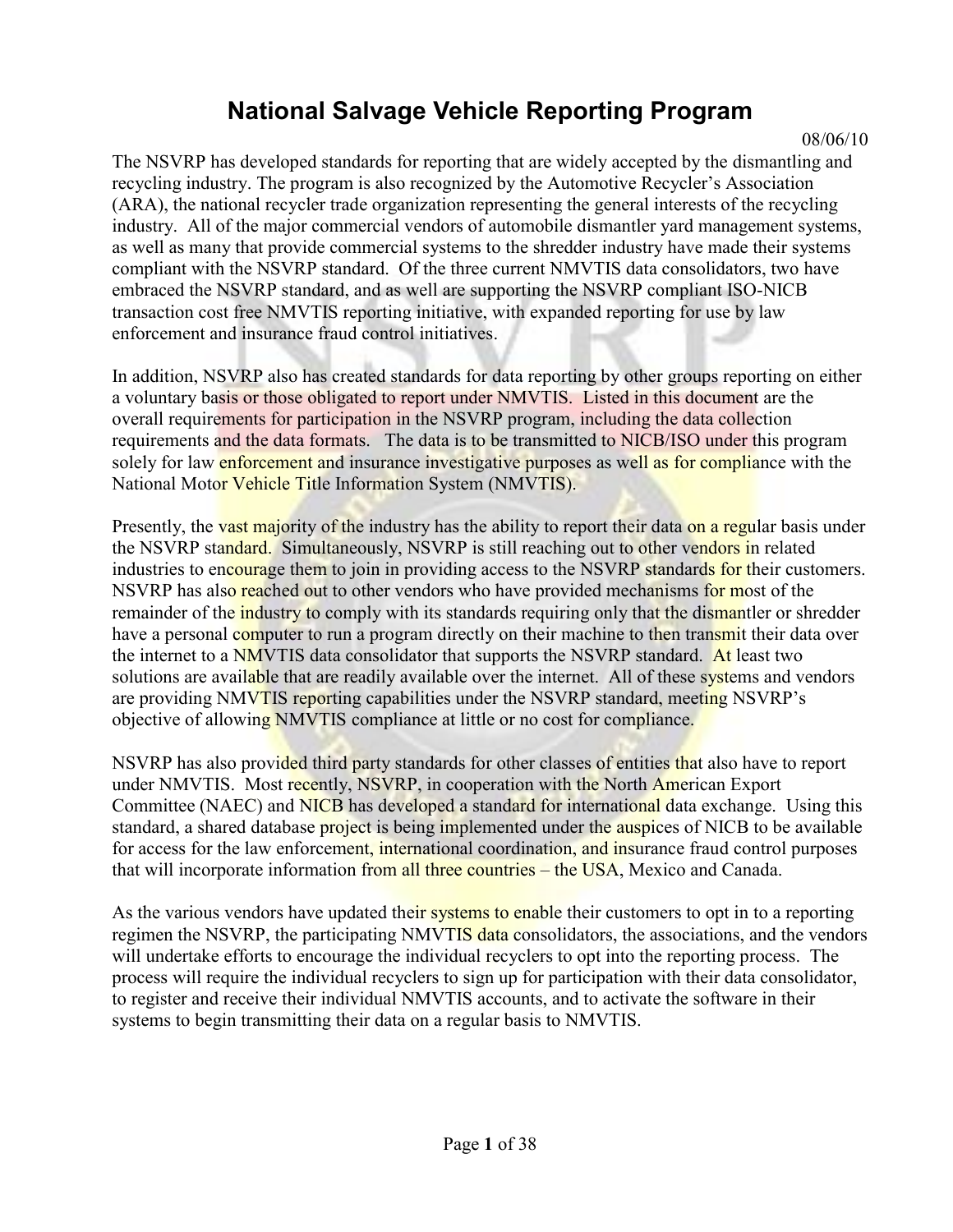# National Salvage Vehicle Reporting Program

08/06/10

The NSVRP has developed standards for reporting that are widely accepted by the dismantling and recycling industry. The program is also recognized by the Automotive Recycler's Association (ARA), the national recycler trade organization representing the general interests of the recycling industry. All of the major commercial vendors of automobile dismantler yard management systems, as well as many that provide commercial systems to the shredder industry have made their systems compliant with the NSVRP standard. Of the three current NMVTIS data consolidators, two have embraced the NSVRP standard, and as well are supporting the NSVRP compliant ISO-NICB transaction cost free NMVTIS reporting initiative, with expanded reporting for use by law enforcement and insurance fraud control initiatives.

In addition, NSVRP also has created standards for data reporting by other groups reporting on either a voluntary basis or those obligated to report under NMVTIS. Listed in this document are the overall requirements for participation in the NSVRP program, including the data collection requirements and the data formats. The data is to be transmitted to NICB/ISO under this program solely for law enforcement and insurance investigative purposes as well as for compliance with the National Motor Vehicle Title Information System (NMVTIS).

Presently, the vast majority of the industry has the ability to report their data on a regular basis under the NSVRP standard. Simultaneously, NSVRP is still reaching out to other vendors in related industries to encourage them to join in providing access to the NSVRP standards for their customers. NSVRP has also reached out to other vendors who have provided mechanisms for most of the remainder of the industry to comply with its standards requiring only that the dismantler or shredder have a personal computer to run a program directly on their machine to then transmit their data over the internet to a NMVTIS data consolidator that supports the NSVRP standard. At least two solutions are available that are readily available over the internet. All of these systems and vendors are providing NMVTIS reporting capabilities under the NSVRP standard, meeting NSVRP's objective of allowing NMVTIS compliance at little or no cost for compliance.

NSVRP has also provided third party standards for other classes of entities that also have to report under NMVTIS. Most recently, NSVRP, in cooperation with the North American Export Committee (NAEC) and NICB has developed a standard for international data exchange. Using this standard, a shared database project is being implemented under the auspices of NICB to be available for access for the law enforcement, international coordination, and insurance fraud control purposes that will incorporate information from all three countries – the USA, Mexico and Canada.

As the various vendors have updated their systems to enable their customers to opt in to a reporting regimen the NSVRP, the participating NMVTIS data consolidators, the associations, and the vendors will undertake efforts to encourage the individual recyclers to opt into the reporting process. The process will require the individual recyclers to sign up for participation with their data consolidator, to register and receive their individual NMVTIS accounts, and to activate the software in their systems to begin transmitting their data on a regular basis to NMVTIS.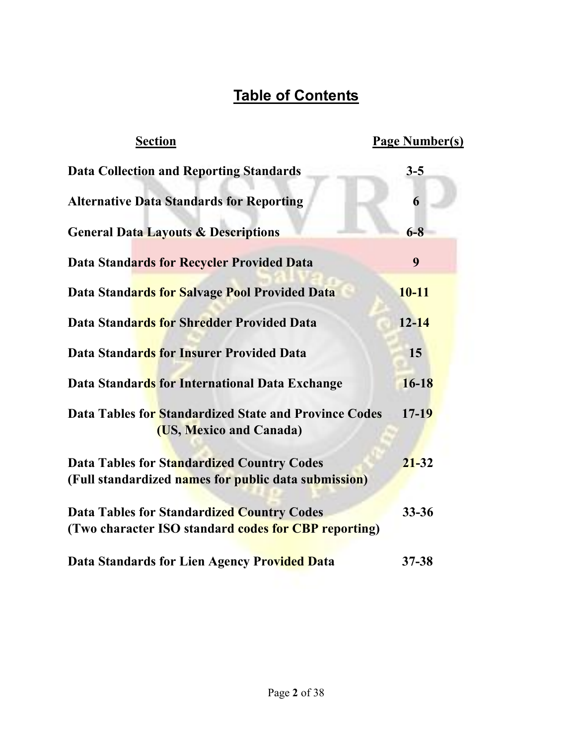# Table of Contents

| Section | Page Number(s) |
| --- | --- |
| **Data Collection and Reporting Standards** | **3-5** |
| **Alternative Data Standards for Reporting** | **6** |
| **General Data Layouts & Descriptions** | **6-8** |
| **Data Standards for Recycler Provided Data** | **9** |
| **Data Standards for Salvage Pool Provided Data** | **10-11** |
| **Data Standards for Shredder Provided Data** | **12-14** |
| **Data Standards for Insurer Provided Data** | **15** |
| **Data Standards for International Data Exchange** | **16-18** |
| **Data Tables for Standardized State and Province Codes (US, Mexico and Canada)** | **17-19** |
| **Data Tables for Standardized Country Codes (Full standardized names for public data submission)** | **21-32** |
| **Data Tables for Standardized Country Codes (Two character ISO standard codes for CBP reporting)** | **33-36** |
| **Data Standards for Lien Agency Provided Data** | **37-38** |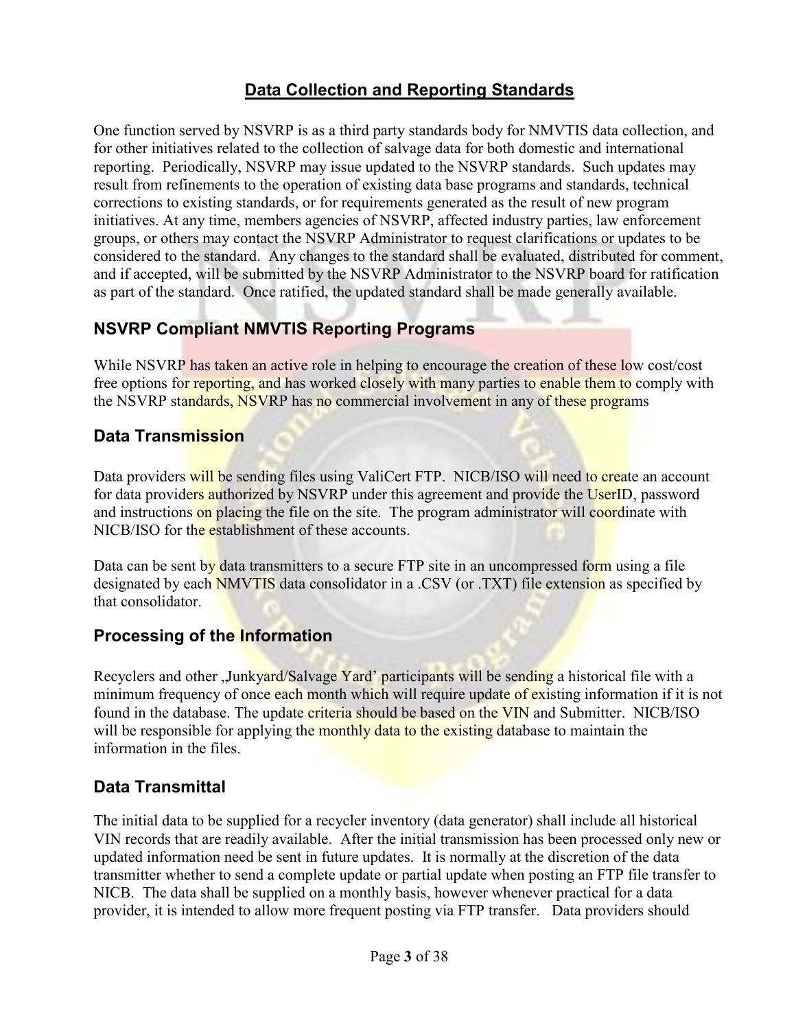## Data Collection and Reporting Standards

One function served by NSVRP is as a third party standards body for NMVTIS data collection, and for other initiatives related to the collection of salvage data for both domestic and international reporting. Periodically, NSVRP may issue updated to the NSVRP standards. Such updates may result from refinements to the operation of existing data base programs and standards, technical corrections to existing standards, or for requirements generated as the result of new program initiatives. At any time, members agencies of NSVRP, affected industry parties, law enforcement groups, or others may contact the NSVRP Administrator to request clarifications or updates to be considered to the standard. Any changes to the standard shall be evaluated, distributed for comment, and if accepted, will be submitted by the NSVRP Administrator to the NSVRP board for ratification as part of the standard. Once ratified, the updated standard shall be made generally available.

### NSVRP Compliant NMVTIS Reporting Programs

While NSVRP has taken an active role in helping to encourage the creation of these low cost/cost free options for reporting, and has worked closely with many parties to enable them to comply with the NSVRP standards, NSVRP has no commercial involvement in any of these programs

### Data Transmission

Data providers will be sending files using ValiCert FTP. NICB/ISO will need to create an account for data providers authorized by NSVRP under this agreement and provide the UserID, password and instructions on placing the file on the site. The program administrator will coordinate with NICB/ISO for the establishment of these accounts.

Data can be sent by data transmitters to a secure FTP site in an uncompressed form using a file designated by each NMVTIS data consolidator in a .CSV (or .TXT) file extension as specified by that consolidator.

### Processing of the Information

Recyclers and other „Junkyard/Salvage Yard' participants will be sending a historical file with a minimum frequency of once each month which will require update of existing information if it is not found in the database. The update criteria should be based on the VIN and Submitter. NICB/ISO will be responsible for applying the monthly data to the existing database to maintain the information in the files.

### Data Transmittal

The initial data to be supplied for a recycler inventory (data generator) shall include all historical VIN records that are readily available. After the initial transmission has been processed only new or updated information need be sent in future updates. It is normally at the discretion of the data transmitter whether to send a complete update or partial update when posting an FTP file transfer to NICB. The data shall be supplied on a monthly basis, however whenever practical for a data provider, it is intended to allow more frequent posting via FTP transfer. Data providers should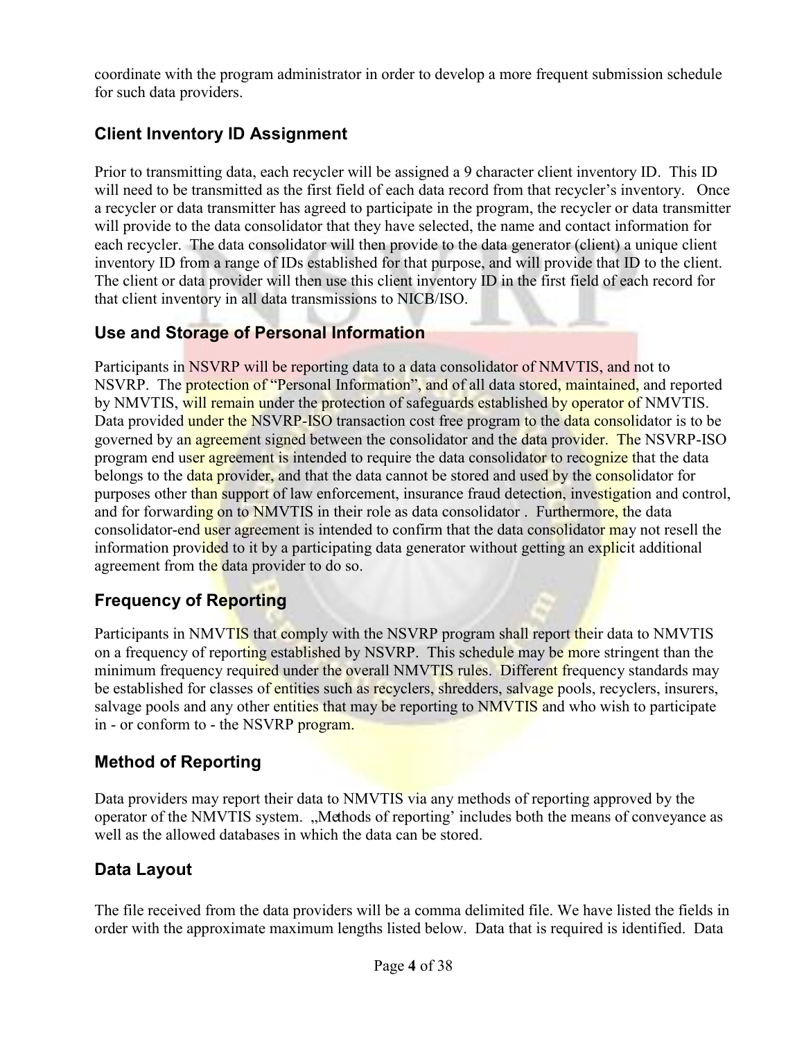coordinate with the program administrator in order to develop a more frequent submission schedule for such data providers.

## Client Inventory ID Assignment

Prior to transmitting data, each recycler will be assigned a 9 character client inventory ID. This ID will need to be transmitted as the first field of each data record from that recycler's inventory. Once a recycler or data transmitter has agreed to participate in the program, the recycler or data transmitter will provide to the data consolidator that they have selected, the name and contact information for each recycler. The data consolidator will then provide to the data generator (client) a unique client inventory ID from a range of IDs established for that purpose, and will provide that ID to the client. The client or data provider will then use this client inventory ID in the first field of each record for that client inventory in all data transmissions to NICB/ISO.

## Use and Storage of Personal Information

Participants in NSVRP will be reporting data to a data consolidator of NMVTIS, and not to NSVRP. The protection of "Personal Information", and of all data stored, maintained, and reported by NMVTIS, will remain under the protection of safeguards established by operator of NMVTIS. Data provided under the NSVRP-ISO transaction cost free program to the data consolidator is to be governed by an agreement signed between the consolidator and the data provider. The NSVRP-ISO program end user agreement is intended to require the data consolidator to recognize that the data belongs to the data provider, and that the data cannot be stored and used by the consolidator for purposes other than support of law enforcement, insurance fraud detection, investigation and control, and for forwarding on to NMVTIS in their role as data consolidator . Furthermore, the data consolidator-end user agreement is intended to confirm that the data consolidator may not resell the information provided to it by a participating data generator without getting an explicit additional agreement from the data provider to do so.

## Frequency of Reporting

Participants in NMVTIS that comply with the NSVRP program shall report their data to NMVTIS on a frequency of reporting established by NSVRP. This schedule may be more stringent than the minimum frequency required under the overall NMVTIS rules. Different frequency standards may be established for classes of entities such as recyclers, shredders, salvage pools, recyclers, insurers, salvage pools and any other entities that may be reporting to NMVTIS and who wish to participate in - or conform to - the NSVRP program.

## Method of Reporting

Data providers may report their data to NMVTIS via any methods of reporting approved by the operator of the NMVTIS system. „Methods of reporting' includes both the means of conveyance as well as the allowed databases in which the data can be stored.

## Data Layout

The file received from the data providers will be a comma delimited file. We have listed the fields in order with the approximate maximum lengths listed below. Data that is required is identified. Data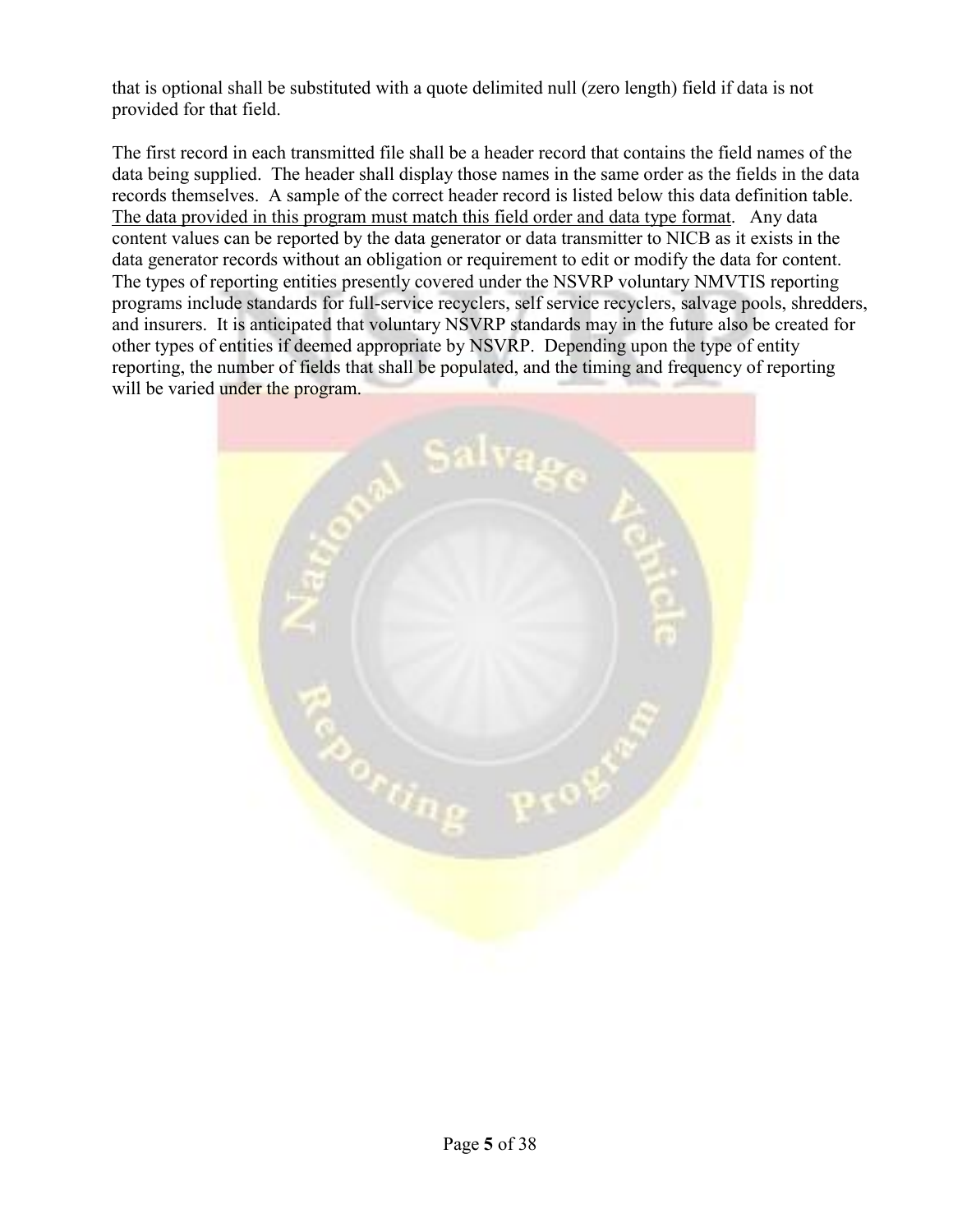that is optional shall be substituted with a quote delimited null (zero length) field if data is not provided for that field.

The first record in each transmitted file shall be a header record that contains the field names of the data being supplied. The header shall display those names in the same order as the fields in the data records themselves. A sample of the correct header record is listed below this data definition table. <u>The data provided in this program must match this field order and data type format</u>. Any data content values can be reported by the data generator or data transmitter to NICB as it exists in the data generator records without an obligation or requirement to edit or modify the data for content. The types of reporting entities presently covered under the NSVRP voluntary NMVTIS reporting programs include standards for full-service recyclers, self service recyclers, salvage pools, shredders, and insurers. It is anticipated that voluntary NSVRP standards may in the future also be created for other types of entities if deemed appropriate by NSVRP. Depending upon the type of entity reporting, the number of fields that shall be populated, and the timing and frequency of reporting will be varied under the program.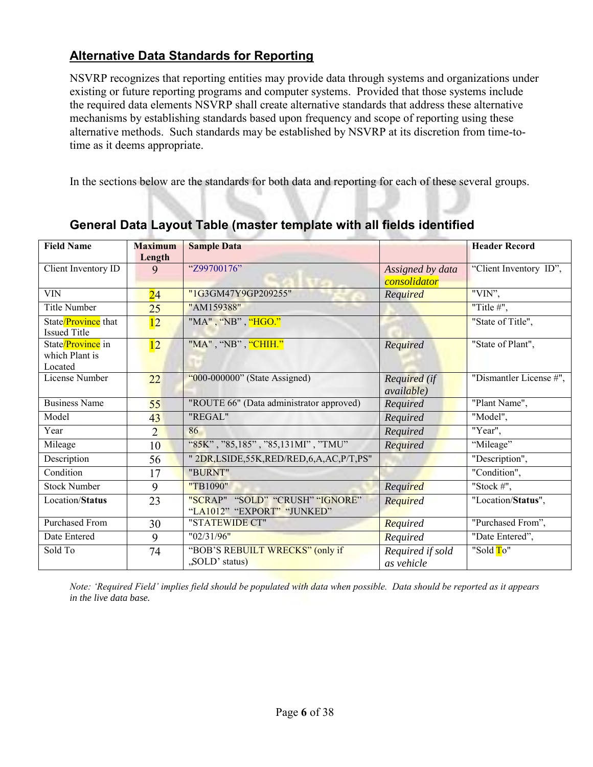## Alternative Data Standards for Reporting

NSVRP recognizes that reporting entities may provide data through systems and organizations under existing or future reporting programs and computer systems. Provided that those systems include the required data elements NSVRP shall create alternative standards that address these alternative mechanisms by establishing standards based upon frequency and scope of reporting using these alternative methods. Such standards may be established by NSVRP at its discretion from time-to-time as it deems appropriate.

In the sections below are the standards for both data and reporting for each of these several groups.

### General Data Layout Table (master template with all fields identified

| Field Name | Maximum Length | Sample Data | | Header Record |
|---|---|---|---|---|
| Client Inventory ID | 9 | "Z99700176" | *Assigned by data consolidator* | "Client Inventory ID", |
| VIN | 24 | "1G3GM47Y9GP209255" | *Required* | "VIN", |
| Title Number | 25 | "AM159388" | | "Title #", |
| State/Province that Issued Title | 12 | "MA" , "NB" , "HGO." | | "State of Title", |
| State/Province in which Plant is Located | 12 | "MA" , "NB" , "CHIH." | *Required* | "State of Plant", |
| License Number | 22 | "000-000000" (State Assigned) | *Required (if available)* | "Dismantler License #", |
| Business Name | 55 | "ROUTE 66" (Data administrator approved) | *Required* | "Plant Name", |
| Model | 43 | "REGAL" | *Required* | "Model", |
| Year | 2 | 86 | *Required* | "Year", |
| Mileage | 10 | "85K" , "85,185" , "85,131MI" , "TMU" | *Required* | "Mileage" |
| Description | 56 | " 2DR,LSIDE,55K,RED/RED,6,A,AC,P/T,PS" | | "Description", |
| Condition | 17 | "BURNT" | | "Condition", |
| Stock Number | 9 | "TB1090" | *Required* | "Stock #", |
| Location/**Status** | 23 | "SCRAP" "SOLD" "CRUSH" "IGNORE" "LA1012" "EXPORT" "JUNKED" | *Required* | "Location/**Status**", |
| Purchased From | 30 | "STATEWIDE CT" | *Required* | "Purchased From", |
| Date Entered | 9 | "02/31/96" | *Required* | "Date Entered", |
| Sold To | 74 | "BOB'S REBUILT WRECKS" (only if „SOLD' status) | *Required if sold as vehicle* | "Sold To" |

*Note: 'Required Field' implies field should be populated with data when possible. Data should be reported as it appears in the live data base.*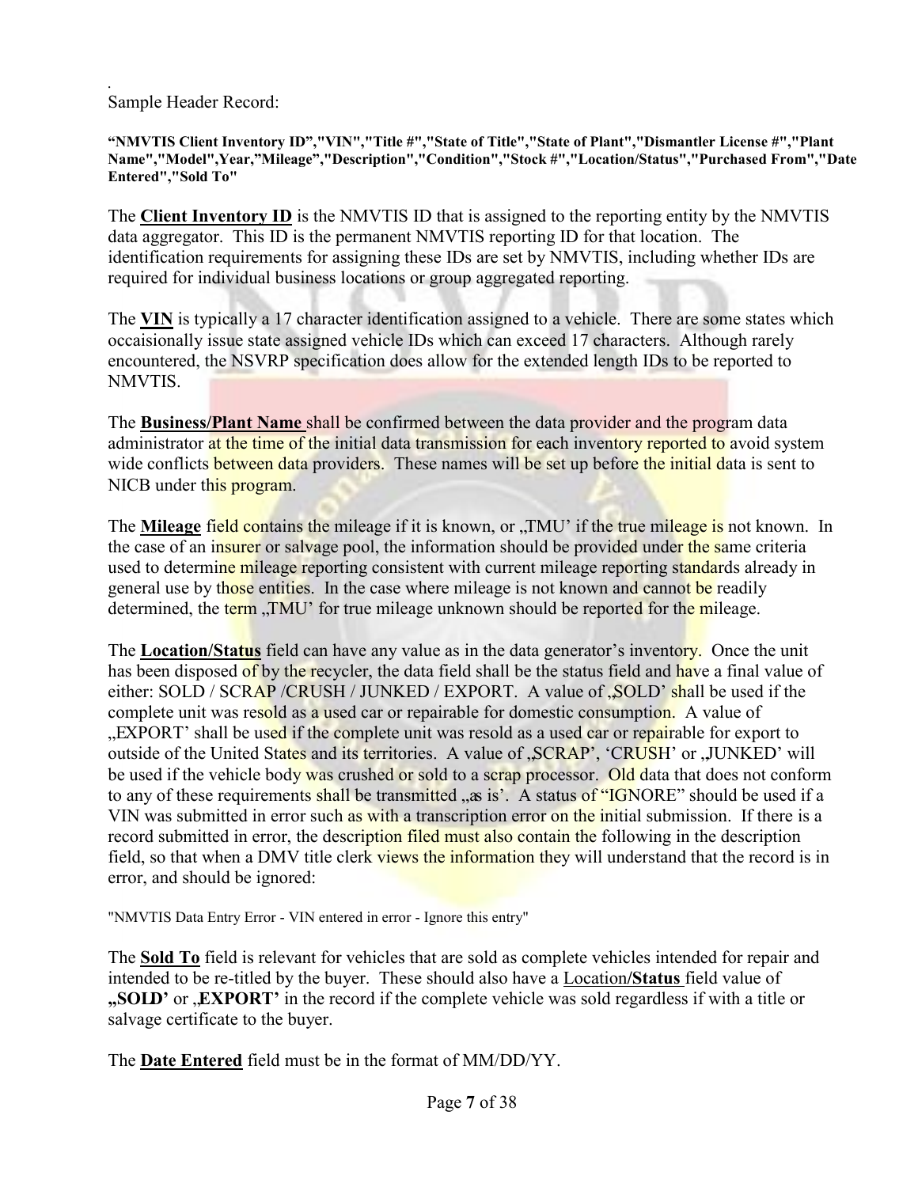.
Sample Header Record:

**"NMVTIS Client Inventory ID","VIN","Title #","State of Title","State of Plant","Dismantler License #","Plant Name","Model",Year,"Mileage","Description","Condition","Stock #","Location/Status","Purchased From","Date Entered","Sold To"**

The **Client Inventory ID** is the NMVTIS ID that is assigned to the reporting entity by the NMVTIS data aggregator. This ID is the permanent NMVTIS reporting ID for that location. The identification requirements for assigning these IDs are set by NMVTIS, including whether IDs are required for individual business locations or group aggregated reporting.

The **VIN** is typically a 17 character identification assigned to a vehicle. There are some states which occaisionally issue state assigned vehicle IDs which can exceed 17 characters. Although rarely encountered, the NSVRP specification does allow for the extended length IDs to be reported to NMVTIS.

The **Business/Plant Name** shall be confirmed between the data provider and the program data administrator at the time of the initial data transmission for each inventory reported to avoid system wide conflicts between data providers. These names will be set up before the initial data is sent to NICB under this program.

The **Mileage** field contains the mileage if it is known, or „TMU' if the true mileage is not known. In the case of an insurer or salvage pool, the information should be provided under the same criteria used to determine mileage reporting consistent with current mileage reporting standards already in general use by those entities. In the case where mileage is not known and cannot be readily determined, the term „TMU' for true mileage unknown should be reported for the mileage.

The **Location/Status** field can have any value as in the data generator's inventory. Once the unit has been disposed of by the recycler, the data field shall be the status field and have a final value of either: SOLD / SCRAP /CRUSH / JUNKED / EXPORT. A value of „SOLD' shall be used if the complete unit was resold as a used car or repairable for domestic consumption. A value of „EXPORT' shall be used if the complete unit was resold as a used car or repairable for export to outside of the United States and its territories. A value of „SCRAP', 'CRUSH' or „JUNKED' will be used if the vehicle body was crushed or sold to a scrap processor. Old data that does not conform to any of these requirements shall be transmitted „as is'. A status of "IGNORE" should be used if a VIN was submitted in error such as with a transcription error on the initial submission. If there is a record submitted in error, the description filed must also contain the following in the description field, so that when a DMV title clerk views the information they will understand that the record is in error, and should be ignored:

"NMVTIS Data Entry Error - VIN entered in error - Ignore this entry"

The **Sold To** field is relevant for vehicles that are sold as complete vehicles intended for repair and intended to be re-titled by the buyer. These should also have a Location/**Status** field value of **„SOLD'** or **„EXPORT'** in the record if the complete vehicle was sold regardless if with a title or salvage certificate to the buyer.

The **Date Entered** field must be in the format of MM/DD/YY.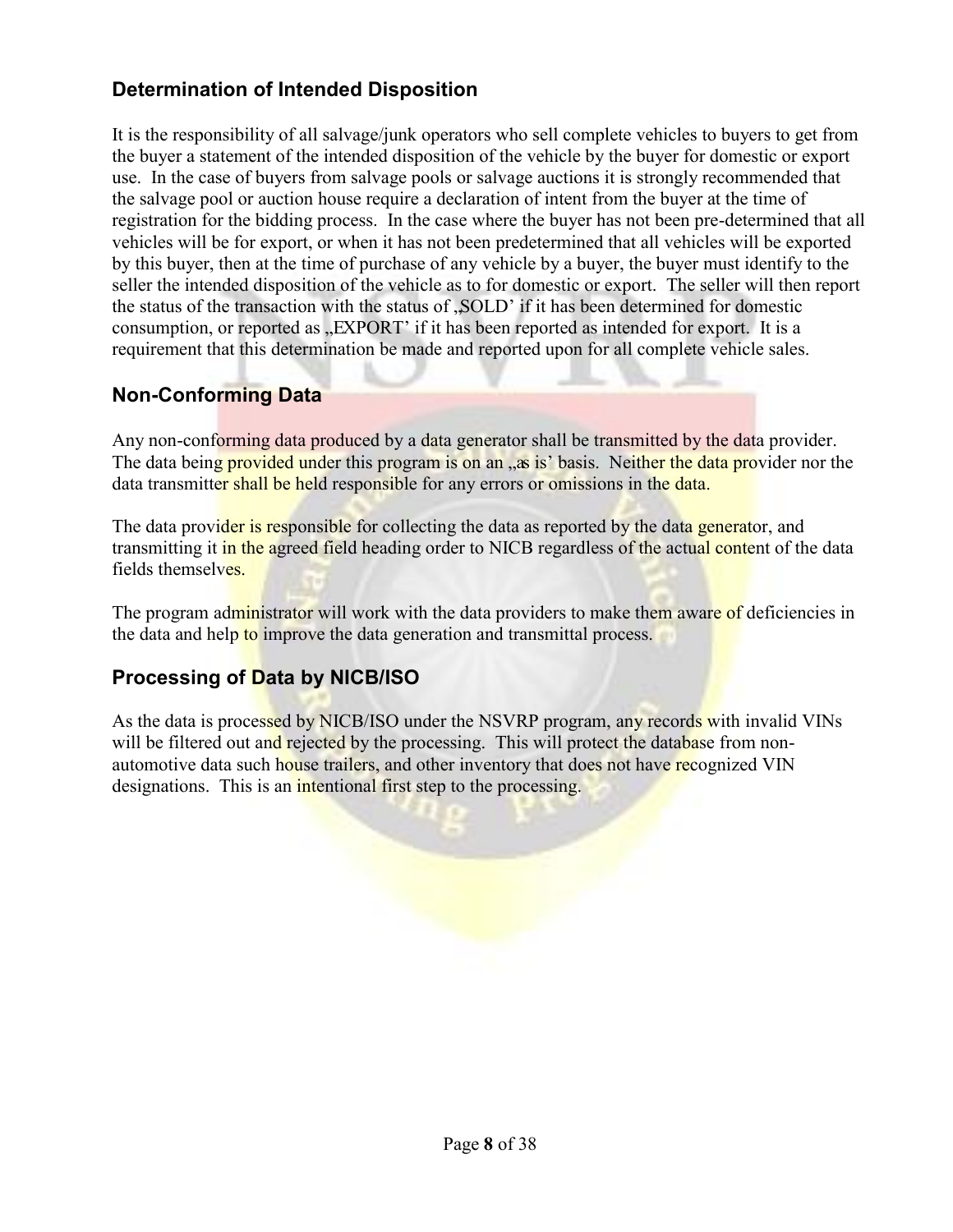## Determination of Intended Disposition

It is the responsibility of all salvage/junk operators who sell complete vehicles to buyers to get from the buyer a statement of the intended disposition of the vehicle by the buyer for domestic or export use. In the case of buyers from salvage pools or salvage auctions it is strongly recommended that the salvage pool or auction house require a declaration of intent from the buyer at the time of registration for the bidding process. In the case where the buyer has not been pre-determined that all vehicles will be for export, or when it has not been predetermined that all vehicles will be exported by this buyer, then at the time of purchase of any vehicle by a buyer, the buyer must identify to the seller the intended disposition of the vehicle as to for domestic or export. The seller will then report the status of the transaction with the status of „SOLD' if it has been determined for domestic consumption, or reported as „EXPORT' if it has been reported as intended for export. It is a requirement that this determination be made and reported upon for all complete vehicle sales.

## Non-Conforming Data

Any non-conforming data produced by a data generator shall be transmitted by the data provider. The data being provided under this program is on an „as is' basis. Neither the data provider nor the data transmitter shall be held responsible for any errors or omissions in the data.

The data provider is responsible for collecting the data as reported by the data generator, and transmitting it in the agreed field heading order to NICB regardless of the actual content of the data fields themselves.

The program administrator will work with the data providers to make them aware of deficiencies in the data and help to improve the data generation and transmittal process.

## Processing of Data by NICB/ISO

As the data is processed by NICB/ISO under the NSVRP program, any records with invalid VINs will be filtered out and rejected by the processing. This will protect the database from non-automotive data such house trailers, and other inventory that does not have recognized VIN designations. This is an intentional first step to the processing.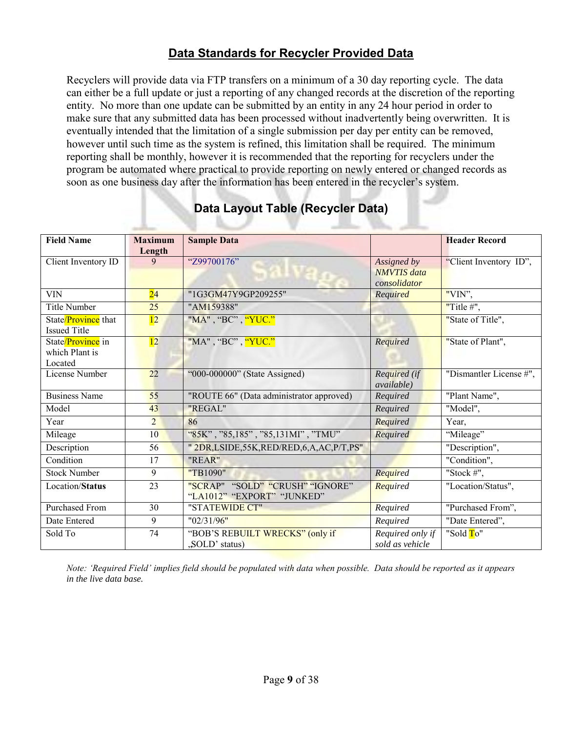## Data Standards for Recycler Provided Data

Recyclers will provide data via FTP transfers on a minimum of a 30 day reporting cycle. The data can either be a full update or just a reporting of any changed records at the discretion of the reporting entity. No more than one update can be submitted by an entity in any 24 hour period in order to make sure that any submitted data has been processed without inadvertently being overwritten. It is eventually intended that the limitation of a single submission per day per entity can be removed, however until such time as the system is refined, this limitation shall be required. The minimum reporting shall be monthly, however it is recommended that the reporting for recyclers under the program be automated where practical to provide reporting on newly entered or changed records as soon as one business day after the information has been entered in the recycler's system.

### Data Layout Table (Recycler Data)

| Field Name | Maximum Length | Sample Data | | Header Record |
|---|---|---|---|---|
| Client Inventory ID | 9 | "Z99700176" | *Assigned by NMVTIS data consolidator* | "Client Inventory ID", |
| VIN | 24 | "1G3GM47Y9GP209255" | *Required* | "VIN", |
| Title Number | 25 | "AM159388" | | "Title #", |
| State/Province that Issued Title | 12 | "MA" , "BC" , "YUC." | | "State of Title", |
| State/Province in which Plant is Located | 12 | "MA" , "BC" , "YUC." | *Required* | "State of Plant", |
| License Number | 22 | "000-000000" (State Assigned) | *Required (if available)* | "Dismantler License #", |
| Business Name | 55 | "ROUTE 66" (Data administrator approved) | *Required* | "Plant Name", |
| Model | 43 | "REGAL" | *Required* | "Model", |
| Year | 2 | 86 | *Required* | Year, |
| Mileage | 10 | "85K" , "85,185" , "85,131MI" , "TMU" | *Required* | "Mileage" |
| Description | 56 | " 2DR,LSIDE,55K,RED/RED,6,A,AC,P/T,PS" | | "Description", |
| Condition | 17 | "REAR" | | "Condition", |
| Stock Number | 9 | "TB1090" | *Required* | "Stock #", |
| Location/**Status** | 23 | "SCRAP" "SOLD" "CRUSH" "IGNORE" "LA1012" "EXPORT" "JUNKED" | *Required* | "Location/Status", |
| Purchased From | 30 | "STATEWIDE CT" | *Required* | "Purchased From", |
| Date Entered | 9 | "02/31/96" | *Required* | "Date Entered", |
| Sold To | 74 | "BOB'S REBUILT WRECKS" (only if ‚SOLD' status) | *Required only if sold as vehicle* | "Sold To" |

*Note: 'Required Field' implies field should be populated with data when possible. Data should be reported as it appears in the live data base.*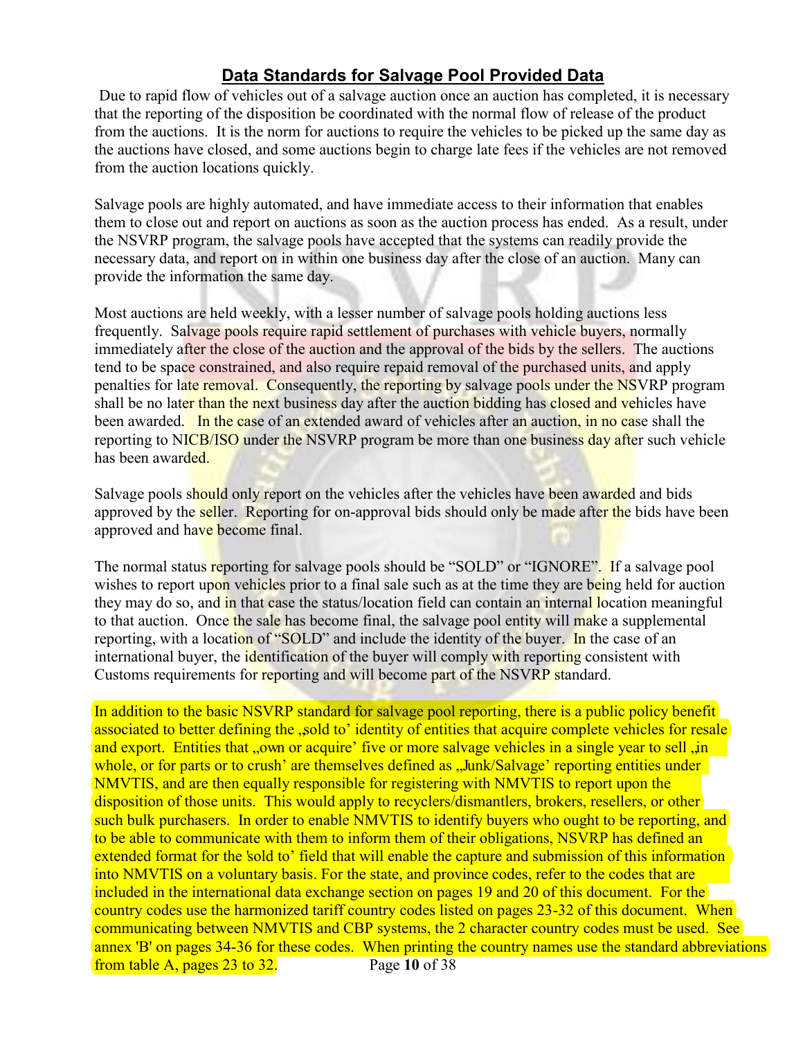## Data Standards for Salvage Pool Provided Data

Due to rapid flow of vehicles out of a salvage auction once an auction has completed, it is necessary that the reporting of the disposition be coordinated with the normal flow of release of the product from the auctions. It is the norm for auctions to require the vehicles to be picked up the same day as the auctions have closed, and some auctions begin to charge late fees if the vehicles are not removed from the auction locations quickly.

Salvage pools are highly automated, and have immediate access to their information that enables them to close out and report on auctions as soon as the auction process has ended. As a result, under the NSVRP program, the salvage pools have accepted that the systems can readily provide the necessary data, and report on in within one business day after the close of an auction. Many can provide the information the same day.

Most auctions are held weekly, with a lesser number of salvage pools holding auctions less frequently. Salvage pools require rapid settlement of purchases with vehicle buyers, normally immediately after the close of the auction and the approval of the bids by the sellers. The auctions tend to be space constrained, and also require repaid removal of the purchased units, and apply penalties for late removal. Consequently, the reporting by salvage pools under the NSVRP program shall be no later than the next business day after the auction bidding has closed and vehicles have been awarded. In the case of an extended award of vehicles after an auction, in no case shall the reporting to NICB/ISO under the NSVRP program be more than one business day after such vehicle has been awarded.

Salvage pools should only report on the vehicles after the vehicles have been awarded and bids approved by the seller. Reporting for on-approval bids should only be made after the bids have been approved and have become final.

The normal status reporting for salvage pools should be "SOLD" or "IGNORE". If a salvage pool wishes to report upon vehicles prior to a final sale such as at the time they are being held for auction they may do so, and in that case the status/location field can contain an internal location meaningful to that auction. Once the sale has become final, the salvage pool entity will make a supplemental reporting, with a location of "SOLD" and include the identity of the buyer. In the case of an international buyer, the identification of the buyer will comply with reporting consistent with Customs requirements for reporting and will become part of the NSVRP standard.

In addition to the basic NSVRP standard for salvage pool reporting, there is a public policy benefit associated to better defining the „sold to' identity of entities that acquire complete vehicles for resale and export. Entities that „own or acquire' five or more salvage vehicles in a single year to sell ‚in whole, or for parts or to crush' are themselves defined as „Junk/Salvage' reporting entities under NMVTIS, and are then equally responsible for registering with NMVTIS to report upon the disposition of those units. This would apply to recyclers/dismantlers, brokers, resellers, or other such bulk purchasers. In order to enable NMVTIS to identify buyers who ought to be reporting, and to be able to communicate with them to inform them of their obligations, NSVRP has defined an extended format for the 'sold to' field that will enable the capture and submission of this information into NMVTIS on a voluntary basis. For the state, and province codes, refer to the codes that are included in the international data exchange section on pages 19 and 20 of this document. For the country codes use the harmonized tariff country codes listed on pages 23-32 of this document. When communicating between NMVTIS and CBP systems, the 2 character country codes must be used. See annex 'B' on pages 34-36 for these codes. When printing the country names use the standard abbreviations from table A, pages 23 to 32.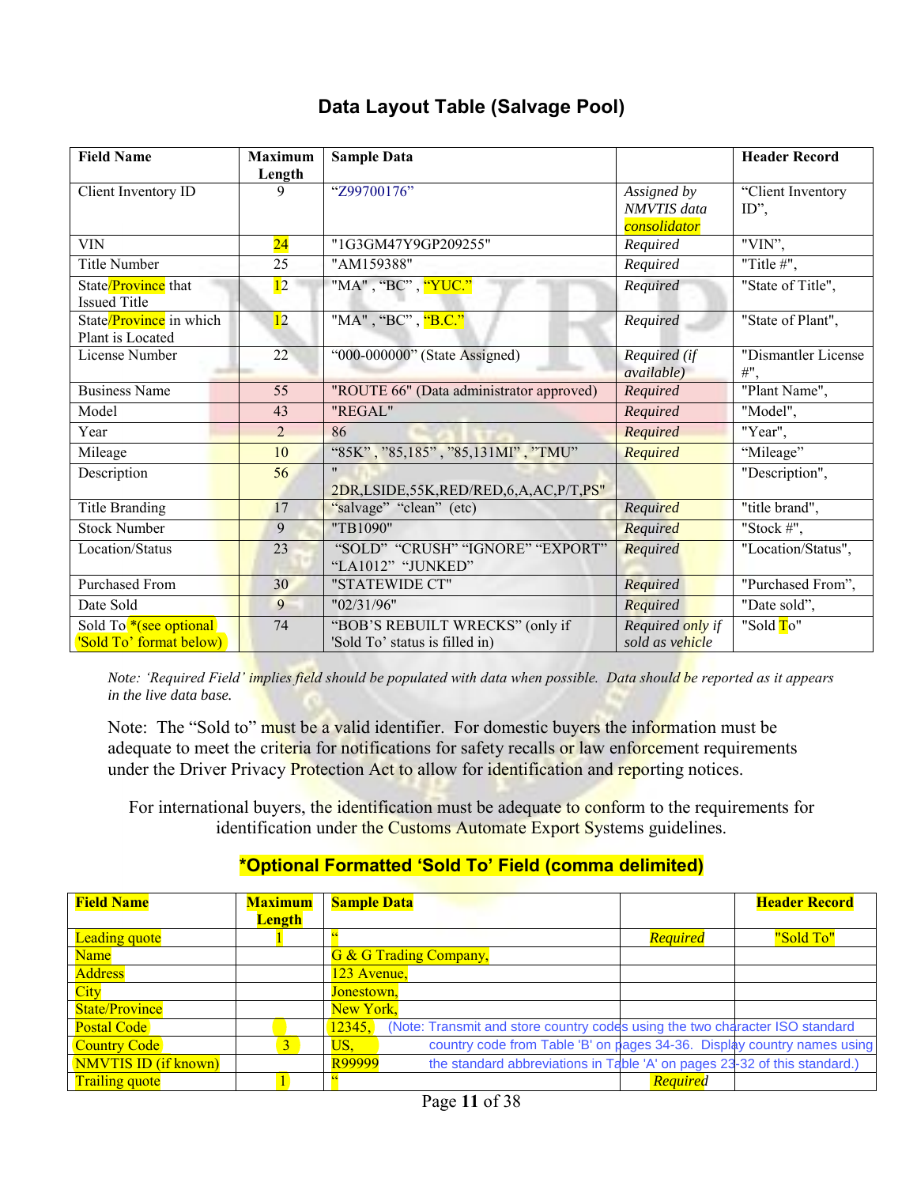## Data Layout Table (Salvage Pool)

| Field Name | Maximum Length | Sample Data | | Header Record |
|---|---|---|---|---|
| Client Inventory ID | 9 | "Z99700176" | *Assigned by NMVTIS data consolidator* | "Client Inventory ID", |
| VIN | 24 | "1G3GM47Y9GP209255" | *Required* | "VIN", |
| Title Number | 25 | "AM159388" | *Required* | "Title #", |
| State/Province that Issued Title | 12 | "MA" , "BC" , "YUC." | *Required* | "State of Title", |
| State/Province in which Plant is Located | 12 | "MA" , "BC" , "B.C." | *Required* | "State of Plant", |
| License Number | 22 | "000-000000" (State Assigned) | *Required (if available)* | "Dismantler License #", |
| Business Name | 55 | "ROUTE 66" (Data administrator approved) | *Required* | "Plant Name", |
| Model | 43 | "REGAL" | *Required* | "Model", |
| Year | 2 | 86 | *Required* | "Year", |
| Mileage | 10 | "85K" , "85,185" , "85,131MI" , "TMU" | *Required* | "Mileage" |
| Description | 56 | " 2DR,LSIDE,55K,RED/RED,6,A,AC,P/T,PS" | | "Description", |
| Title Branding | 17 | "salvage" "clean" (etc) | *Required* | "title brand", |
| Stock Number | 9 | "TB1090" | *Required* | "Stock #", |
| Location/Status | 23 | "SOLD" "CRUSH" "IGNORE" "EXPORT" "LA1012" "JUNKED" | *Required* | "Location/Status", |
| Purchased From | 30 | "STATEWIDE CT" | *Required* | "Purchased From", |
| Date Sold | 9 | "02/31/96" | *Required* | "Date sold", |
| Sold To *(see optional 'Sold To' format below) | 74 | "BOB'S REBUILT WRECKS" (only if 'Sold To' status is filled in) | *Required only if sold as vehicle* | "Sold To" |

*Note: 'Required Field' implies field should be populated with data when possible. Data should be reported as it appears in the live data base.*

Note: The "Sold to" must be a valid identifier. For domestic buyers the information must be adequate to meet the criteria for notifications for safety recalls or law enforcement requirements under the Driver Privacy Protection Act to allow for identification and reporting notices.

For international buyers, the identification must be adequate to conform to the requirements for identification under the Customs Automate Export Systems guidelines.

### *Optional Formatted 'Sold To' Field (comma delimited)

| Field Name | Maximum Length | Sample Data | | Header Record |
|---|---|---|---|---|
| Leading quote | 1 | " | *Required* | "Sold To" |
| Name | | G & G Trading Company, | | |
| Address | | 123 Avenue, | | |
| City | | Jonestown, | | |
| State/Province | | New York, | | |
| Postal Code | | 12345, | | |
| Country Code | 3 | US, | | |
| NMVTIS ID (if known) | | R99999 | | |
| Trailing quote | 1 | " | *Required* | |

(Note: Transmit and store country codes using the two character ISO standard country code from Table 'B' on pages 34-36. Display country names using the standard abbreviations in Table 'A' on pages 23-32 of this standard.)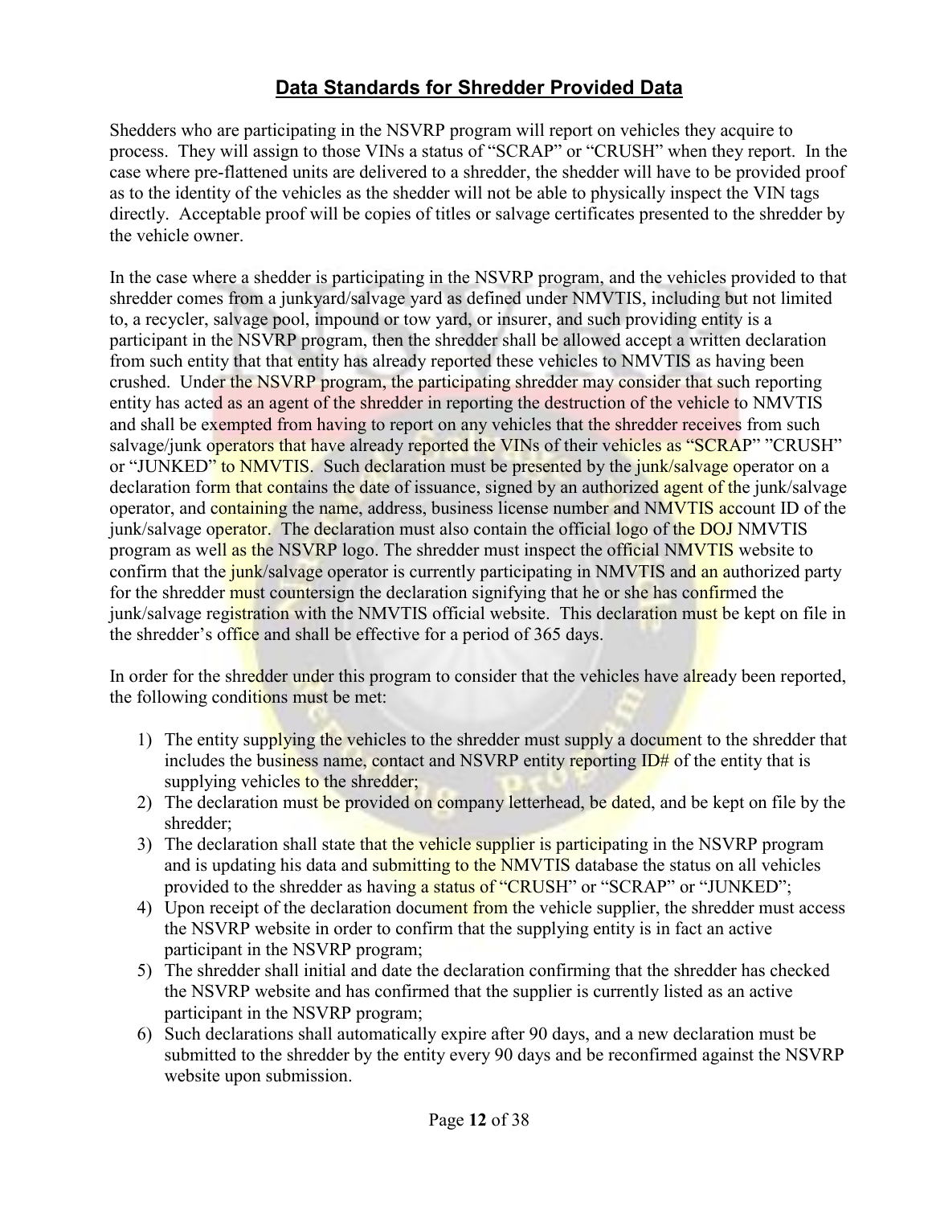## Data Standards for Shredder Provided Data

Shedders who are participating in the NSVRP program will report on vehicles they acquire to process. They will assign to those VINs a status of "SCRAP" or "CRUSH" when they report. In the case where pre-flattened units are delivered to a shredder, the shedder will have to be provided proof as to the identity of the vehicles as the shedder will not be able to physically inspect the VIN tags directly. Acceptable proof will be copies of titles or salvage certificates presented to the shredder by the vehicle owner.

In the case where a shedder is participating in the NSVRP program, and the vehicles provided to that shredder comes from a junkyard/salvage yard as defined under NMVTIS, including but not limited to, a recycler, salvage pool, impound or tow yard, or insurer, and such providing entity is a participant in the NSVRP program, then the shredder shall be allowed accept a written declaration from such entity that that entity has already reported these vehicles to NMVTIS as having been crushed. Under the NSVRP program, the participating shredder may consider that such reporting entity has acted as an agent of the shredder in reporting the destruction of the vehicle to NMVTIS and shall be exempted from having to report on any vehicles that the shredder receives from such salvage/junk operators that have already reported the VINs of their vehicles as "SCRAP" "CRUSH" or "JUNKED" to NMVTIS. Such declaration must be presented by the junk/salvage operator on a declaration form that contains the date of issuance, signed by an authorized agent of the junk/salvage operator, and containing the name, address, business license number and NMVTIS account ID of the junk/salvage operator. The declaration must also contain the official logo of the DOJ NMVTIS program as well as the NSVRP logo. The shredder must inspect the official NMVTIS website to confirm that the junk/salvage operator is currently participating in NMVTIS and an authorized party for the shredder must countersign the declaration signifying that he or she has confirmed the junk/salvage registration with the NMVTIS official website. This declaration must be kept on file in the shredder's office and shall be effective for a period of 365 days.

In order for the shredder under this program to consider that the vehicles have already been reported, the following conditions must be met:

1) The entity supplying the vehicles to the shredder must supply a document to the shredder that includes the business name, contact and NSVRP entity reporting ID# of the entity that is supplying vehicles to the shredder;
2) The declaration must be provided on company letterhead, be dated, and be kept on file by the shredder;
3) The declaration shall state that the vehicle supplier is participating in the NSVRP program and is updating his data and submitting to the NMVTIS database the status on all vehicles provided to the shredder as having a status of "CRUSH" or "SCRAP" or "JUNKED";
4) Upon receipt of the declaration document from the vehicle supplier, the shredder must access the NSVRP website in order to confirm that the supplying entity is in fact an active participant in the NSVRP program;
5) The shredder shall initial and date the declaration confirming that the shredder has checked the NSVRP website and has confirmed that the supplier is currently listed as an active participant in the NSVRP program;
6) Such declarations shall automatically expire after 90 days, and a new declaration must be submitted to the shredder by the entity every 90 days and be reconfirmed against the NSVRP website upon submission.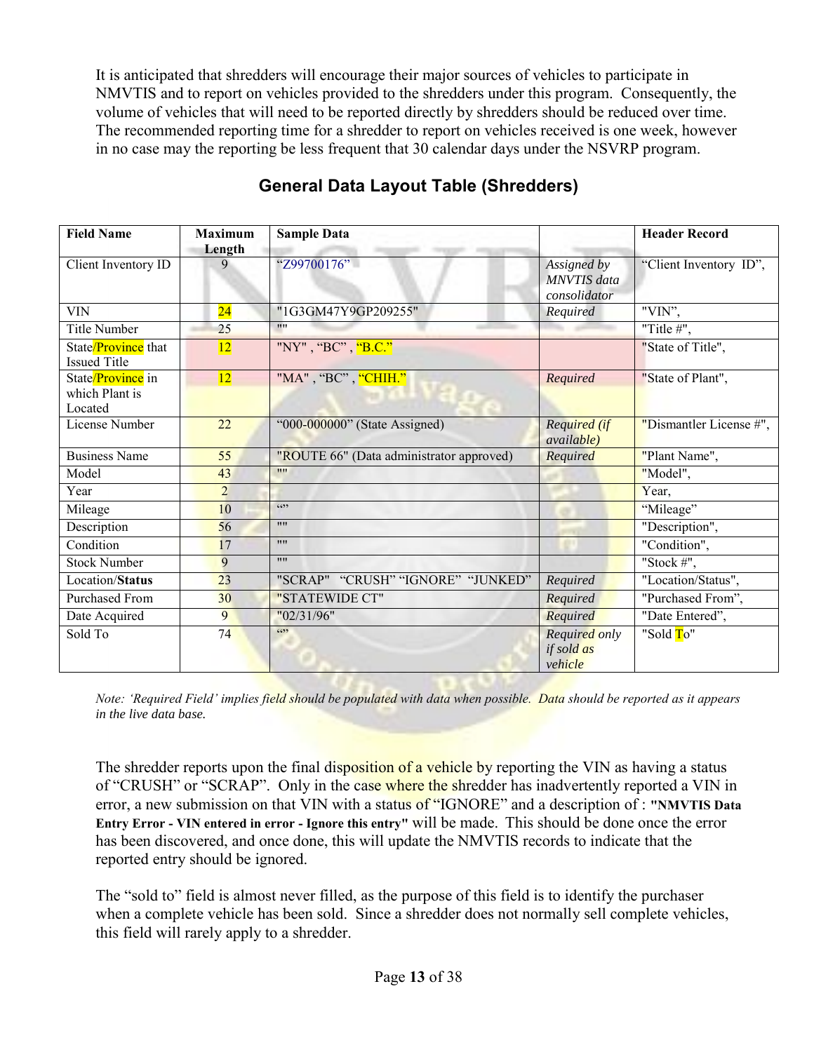It is anticipated that shredders will encourage their major sources of vehicles to participate in NMVTIS and to report on vehicles provided to the shredders under this program. Consequently, the volume of vehicles that will need to be reported directly by shredders should be reduced over time. The recommended reporting time for a shredder to report on vehicles received is one week, however in no case may the reporting be less frequent that 30 calendar days under the NSVRP program.

## General Data Layout Table (Shredders)

| Field Name | Maximum Length | Sample Data | | Header Record |
|---|---|---|---|---|
| Client Inventory ID | 9 | "Z99700176" | *Assigned by MNVTIS data consolidator* | "Client Inventory ID", |
| VIN | 24 | "1G3GM47Y9GP209255" | *Required* | "VIN", |
| Title Number | 25 | "" | | "Title #", |
| State/Province that Issued Title | 12 | "NY" , "BC" , "B.C." | | "State of Title", |
| State/Province in which Plant is Located | 12 | "MA" , "BC" , "CHIH." | *Required* | "State of Plant", |
| License Number | 22 | "000-000000" (State Assigned) | *Required (if available)* | "Dismantler License #", |
| Business Name | 55 | "ROUTE 66" (Data administrator approved) | *Required* | "Plant Name", |
| Model | 43 | "" | | "Model", |
| Year | 2 | | | Year, |
| Mileage | 10 | "" | | "Mileage" |
| Description | 56 | "" | | "Description", |
| Condition | 17 | "" | | "Condition", |
| Stock Number | 9 | "" | | "Stock #", |
| Location/**Status** | 23 | "SCRAP" "CRUSH" "IGNORE" "JUNKED" | *Required* | "Location/Status", |
| Purchased From | 30 | "STATEWIDE CT" | *Required* | "Purchased From", |
| Date Acquired | 9 | "02/31/96" | *Required* | "Date Entered", |
| Sold To | 74 | "" | *Required only if sold as vehicle* | "Sold To" |

*Note: 'Required Field' implies field should be populated with data when possible. Data should be reported as it appears in the live data base.*

The shredder reports upon the final disposition of a vehicle by reporting the VIN as having a status of "CRUSH" or "SCRAP". Only in the case where the shredder has inadvertently reported a VIN in error, a new submission on that VIN with a status of "IGNORE" and a description of : **"NMVTIS Data Entry Error - VIN entered in error - Ignore this entry"** will be made. This should be done once the error has been discovered, and once done, this will update the NMVTIS records to indicate that the reported entry should be ignored.

The "sold to" field is almost never filled, as the purpose of this field is to identify the purchaser when a complete vehicle has been sold. Since a shredder does not normally sell complete vehicles, this field will rarely apply to a shredder.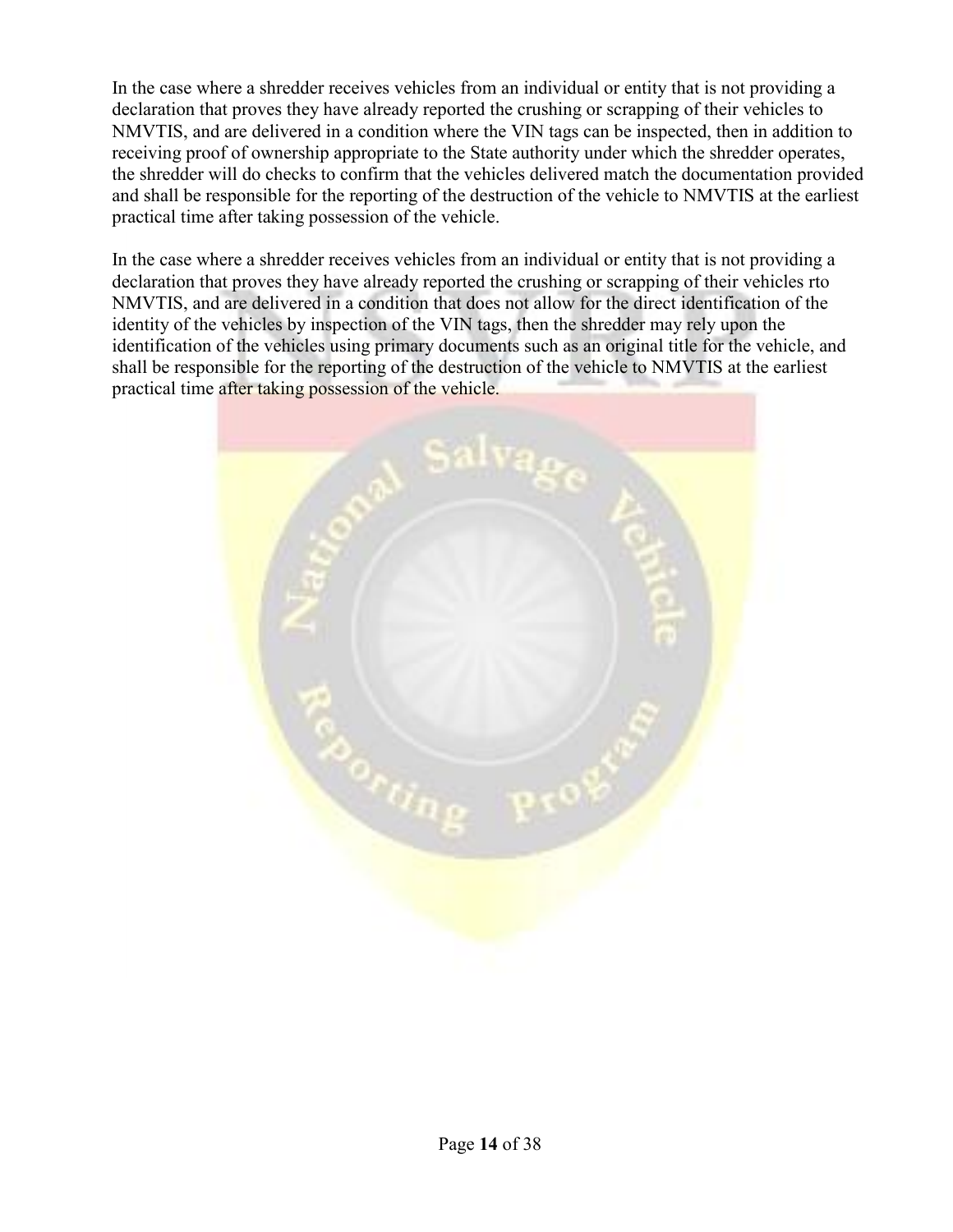In the case where a shredder receives vehicles from an individual or entity that is not providing a declaration that proves they have already reported the crushing or scrapping of their vehicles to NMVTIS, and are delivered in a condition where the VIN tags can be inspected, then in addition to receiving proof of ownership appropriate to the State authority under which the shredder operates, the shredder will do checks to confirm that the vehicles delivered match the documentation provided and shall be responsible for the reporting of the destruction of the vehicle to NMVTIS at the earliest practical time after taking possession of the vehicle.

In the case where a shredder receives vehicles from an individual or entity that is not providing a declaration that proves they have already reported the crushing or scrapping of their vehicles rto NMVTIS, and are delivered in a condition that does not allow for the direct identification of the identity of the vehicles by inspection of the VIN tags, then the shredder may rely upon the identification of the vehicles using primary documents such as an original title for the vehicle, and shall be responsible for the reporting of the destruction of the vehicle to NMVTIS at the earliest practical time after taking possession of the vehicle.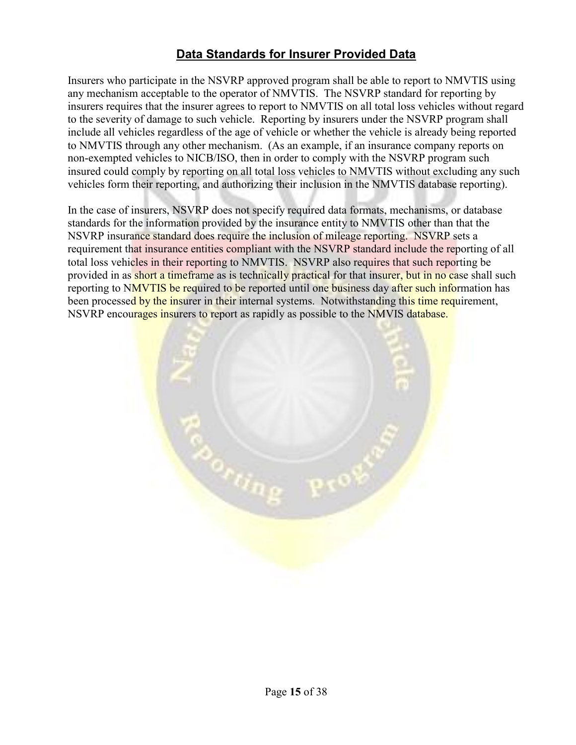## Data Standards for Insurer Provided Data

Insurers who participate in the NSVRP approved program shall be able to report to NMVTIS using any mechanism acceptable to the operator of NMVTIS. The NSVRP standard for reporting by insurers requires that the insurer agrees to report to NMVTIS on all total loss vehicles without regard to the severity of damage to such vehicle. Reporting by insurers under the NSVRP program shall include all vehicles regardless of the age of vehicle or whether the vehicle is already being reported to NMVTIS through any other mechanism. (As an example, if an insurance company reports on non-exempted vehicles to NICB/ISO, then in order to comply with the NSVRP program such insured could comply by reporting on all total loss vehicles to NMVTIS without excluding any such vehicles form their reporting, and authorizing their inclusion in the NMVTIS database reporting).

In the case of insurers, NSVRP does not specify required data formats, mechanisms, or database standards for the information provided by the insurance entity to NMVTIS other than that the NSVRP insurance standard does require the inclusion of mileage reporting. NSVRP sets a requirement that insurance entities compliant with the NSVRP standard include the reporting of all total loss vehicles in their reporting to NMVTIS. NSVRP also requires that such reporting be provided in as short a timeframe as is technically practical for that insurer, but in no case shall such reporting to NMVTIS be required to be reported until one business day after such information has been processed by the insurer in their internal systems. Notwithstanding this time requirement, NSVRP encourages insurers to report as rapidly as possible to the NMVIS database.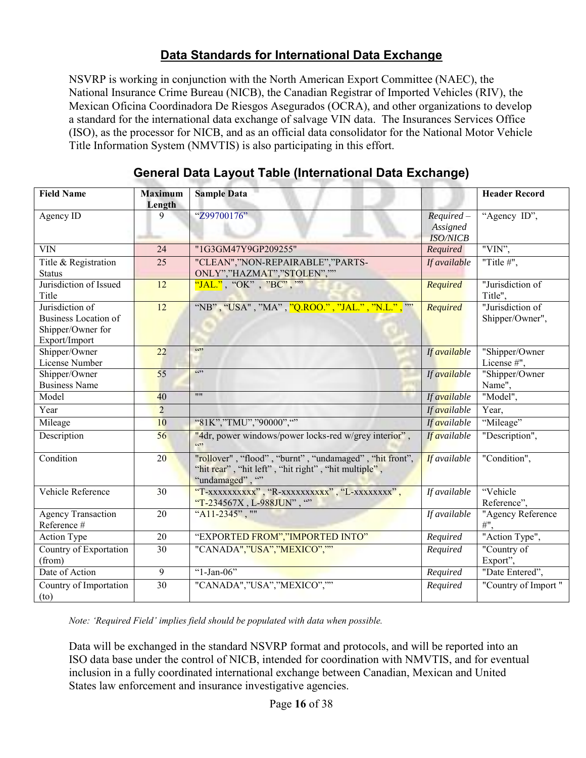## Data Standards for International Data Exchange

NSVRP is working in conjunction with the North American Export Committee (NAEC), the National Insurance Crime Bureau (NICB), the Canadian Registrar of Imported Vehicles (RIV), the Mexican Oficina Coordinadora De Riesgos Asegurados (OCRA), and other organizations to develop a standard for the international data exchange of salvage VIN data. The Insurances Services Office (ISO), as the processor for NICB, and as an official data consolidator for the National Motor Vehicle Title Information System (NMVTIS) is also participating in this effort.

### General Data Layout Table (International Data Exchange)

| Field Name | Maximum Length | Sample Data | | Header Record |
|---|---|---|---|---|
| Agency ID | 9 | "Z99700176" | *Required – Assigned ISO/NICB* | "Agency ID", |
| VIN | 24 | "1G3GM47Y9GP209255" | *Required* | "VIN", |
| Title & Registration Status | 25 | "CLEAN","NON-REPAIRABLE","PARTS-ONLY","HAZMAT","STOLEN","" | *If available* | "Title #", |
| Jurisdiction of Issued Title | 12 | "JAL." , "OK" , "BC" , "" | *Required* | "Jurisdiction of Title", |
| Jurisdiction of Business Location of Shipper/Owner for Export/Import | 12 | "NB" , "USA" , "MA" , "Q.ROO." , "JAL." , "N.L." , "" | *Required* | "Jurisdiction of Shipper/Owner", |
| Shipper/Owner License Number | 22 | "" | *If available* | "Shipper/Owner License #", |
| Shipper/Owner Business Name | 55 | "" | *If available* | "Shipper/Owner Name", |
| Model | 40 | "" | *If available* | "Model", |
| Year | 2 | | *If available* | Year, |
| Mileage | 10 | "81K","TMU","90000","" | *If available* | "Mileage" |
| Description | 56 | "4dr, power windows/power locks-red w/grey interior" , "" | *If available* | "Description", |
| Condition | 20 | "rollover" , "flood" , "burnt" , "undamaged" , "hit front", "hit rear" , "hit left" , "hit right" , "hit multiple" , "undamaged" , "" | *If available* | "Condition", |
| Vehicle Reference | 30 | "T-xxxxxxxxxx" , "R-xxxxxxxxxx" , "L-xxxxxxxx" , "T-234567X , L-988JUN" , "" | *If available* | "Vehicle Reference", |
| Agency Transaction Reference # | 20 | "A11-2345" , "" | *If available* | "Agency Reference #", |
| Action Type | 20 | "EXPORTED FROM","IMPORTED INTO" | *Required* | "Action Type", |
| Country of Exportation (from) | 30 | "CANADA","USA","MEXICO","" | *Required* | "Country of Export", |
| Date of Action | 9 | "1-Jan-06" | *Required* | "Date Entered", |
| Country of Importation (to) | 30 | "CANADA","USA","MEXICO","" | *Required* | "Country of Import " |

*Note: 'Required Field' implies field should be populated with data when possible.*

Data will be exchanged in the standard NSVRP format and protocols, and will be reported into an ISO data base under the control of NICB, intended for coordination with NMVTIS, and for eventual inclusion in a fully coordinated international exchange between Canadian, Mexican and United States law enforcement and insurance investigative agencies.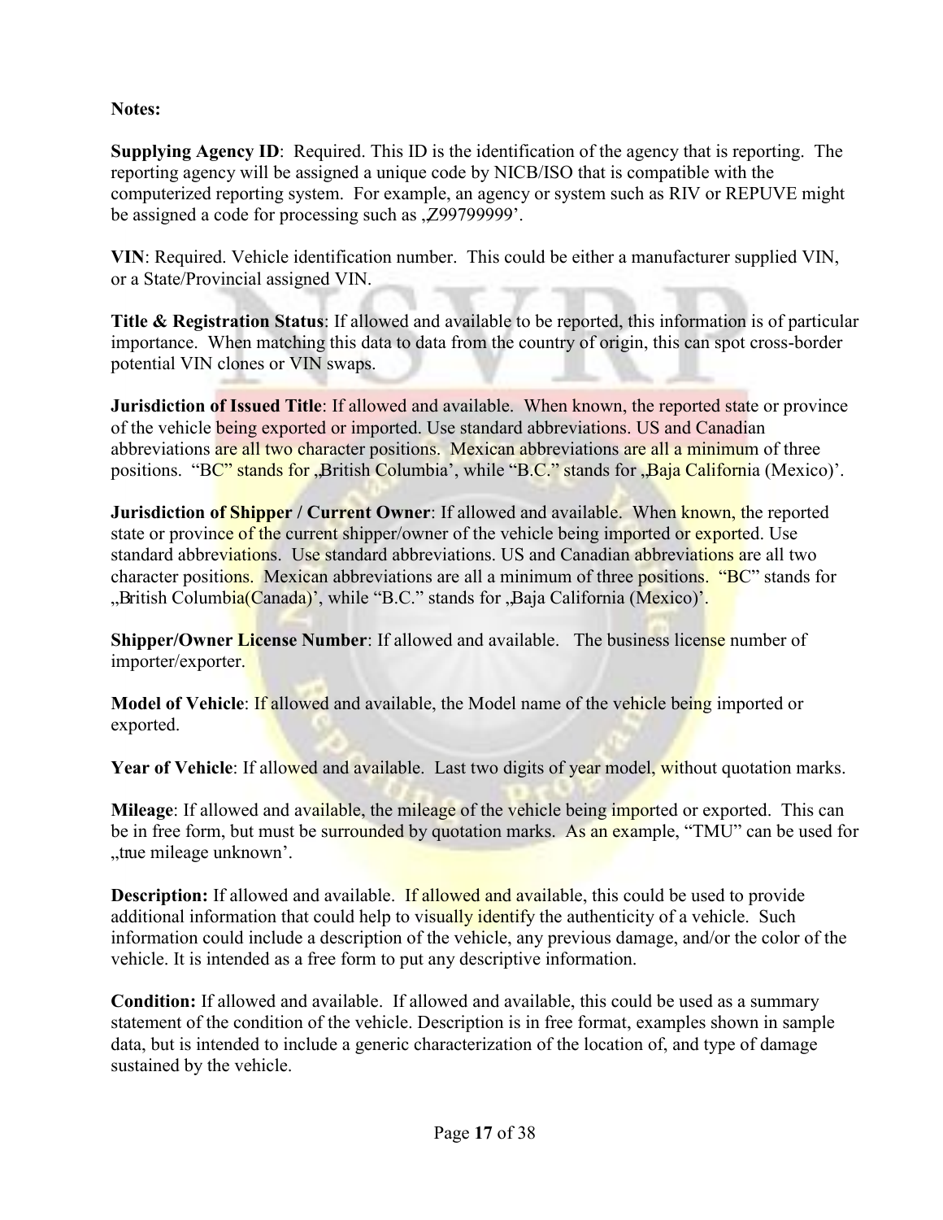**Notes:**

**Supplying Agency ID**: Required. This ID is the identification of the agency that is reporting. The reporting agency will be assigned a unique code by NICB/ISO that is compatible with the computerized reporting system. For example, an agency or system such as RIV or REPUVE might be assigned a code for processing such as „Z99799999'.

**VIN**: Required. Vehicle identification number. This could be either a manufacturer supplied VIN, or a State/Provincial assigned VIN.

**Title & Registration Status**: If allowed and available to be reported, this information is of particular importance. When matching this data to data from the country of origin, this can spot cross-border potential VIN clones or VIN swaps.

**Jurisdiction of Issued Title**: If allowed and available. When known, the reported state or province of the vehicle being exported or imported. Use standard abbreviations. US and Canadian abbreviations are all two character positions. Mexican abbreviations are all a minimum of three positions. "BC" stands for „British Columbia', while "B.C." stands for „Baja California (Mexico)'.

**Jurisdiction of Shipper / Current Owner**: If allowed and available. When known, the reported state or province of the current shipper/owner of the vehicle being imported or exported. Use standard abbreviations. Use standard abbreviations. US and Canadian abbreviations are all two character positions. Mexican abbreviations are all a minimum of three positions. "BC" stands for „British Columbia(Canada)', while "B.C." stands for „Baja California (Mexico)'.

**Shipper/Owner License Number**: If allowed and available. The business license number of importer/exporter.

**Model of Vehicle**: If allowed and available, the Model name of the vehicle being imported or exported.

**Year of Vehicle**: If allowed and available. Last two digits of year model, without quotation marks.

**Mileage**: If allowed and available, the mileage of the vehicle being imported or exported. This can be in free form, but must be surrounded by quotation marks. As an example, "TMU" can be used for „true mileage unknown'.

**Description:** If allowed and available. If allowed and available, this could be used to provide additional information that could help to visually identify the authenticity of a vehicle. Such information could include a description of the vehicle, any previous damage, and/or the color of the vehicle. It is intended as a free form to put any descriptive information.

**Condition:** If allowed and available. If allowed and available, this could be used as a summary statement of the condition of the vehicle. Description is in free format, examples shown in sample data, but is intended to include a generic characterization of the location of, and type of damage sustained by the vehicle.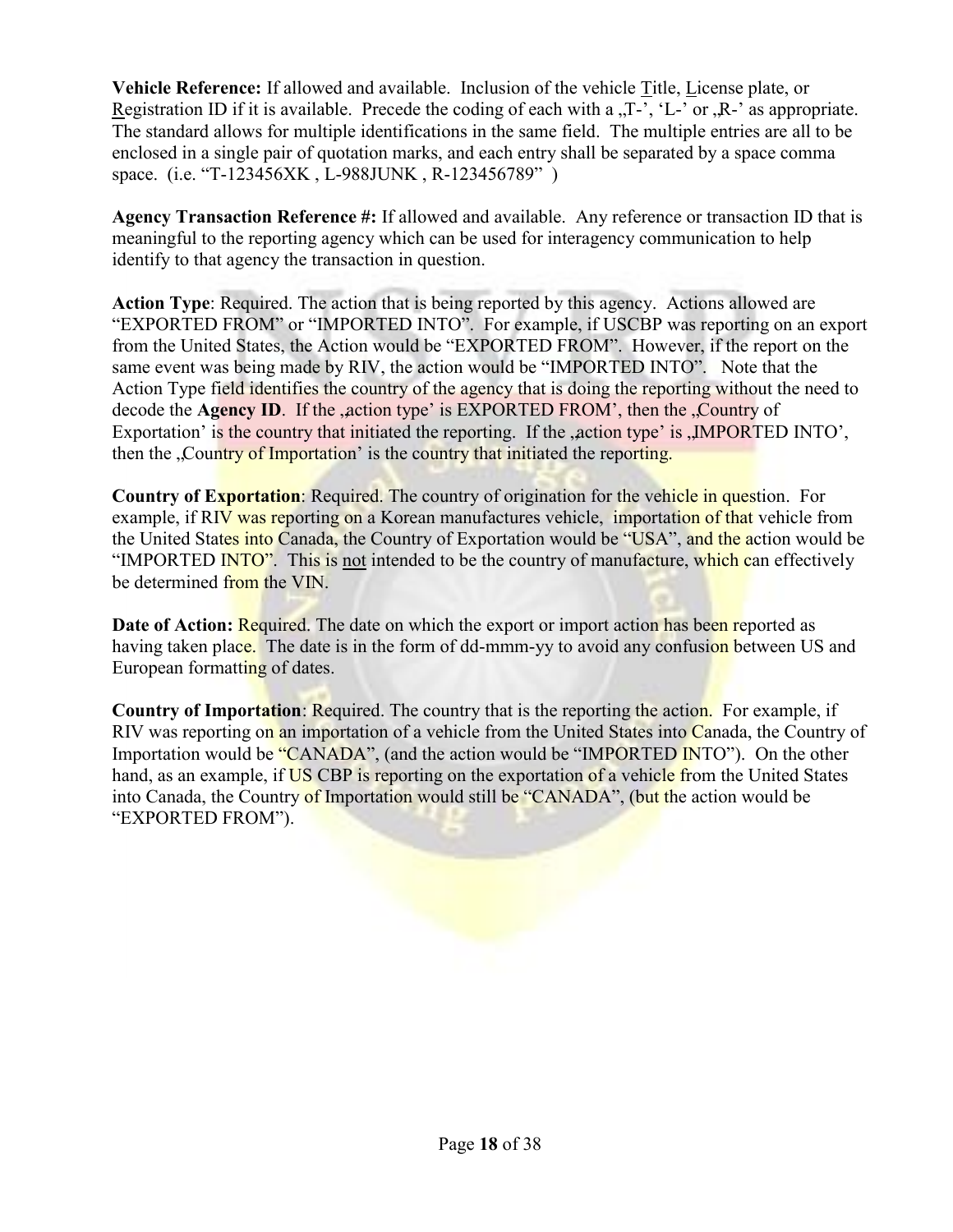**Vehicle Reference:** If allowed and available. Inclusion of the vehicle Title, License plate, or Registration ID if it is available. Precede the coding of each with a „T-', 'L-' or „R-' as appropriate. The standard allows for multiple identifications in the same field. The multiple entries are all to be enclosed in a single pair of quotation marks, and each entry shall be separated by a space comma space. (i.e. "T-123456XK , L-988JUNK , R-123456789" )

**Agency Transaction Reference #:** If allowed and available. Any reference or transaction ID that is meaningful to the reporting agency which can be used for interagency communication to help identify to that agency the transaction in question.

**Action Type**: Required. The action that is being reported by this agency. Actions allowed are "EXPORTED FROM" or "IMPORTED INTO". For example, if USCBP was reporting on an export from the United States, the Action would be "EXPORTED FROM". However, if the report on the same event was being made by RIV, the action would be "IMPORTED INTO". Note that the Action Type field identifies the country of the agency that is doing the reporting without the need to decode the **Agency ID**. If the ‚action type' is EXPORTED FROM', then the „Country of Exportation' is the country that initiated the reporting. If the ‚action type' is „IMPORTED INTO', then the „Country of Importation' is the country that initiated the reporting.

**Country of Exportation**: Required. The country of origination for the vehicle in question. For example, if RIV was reporting on a Korean manufactures vehicle, importation of that vehicle from the United States into Canada, the Country of Exportation would be "USA", and the action would be "IMPORTED INTO". This is not intended to be the country of manufacture, which can effectively be determined from the VIN.

**Date of Action:** Required. The date on which the export or import action has been reported as having taken place. The date is in the form of dd-mmm-yy to avoid any confusion between US and European formatting of dates.

**Country of Importation**: Required. The country that is the reporting the action. For example, if RIV was reporting on an importation of a vehicle from the United States into Canada, the Country of Importation would be "CANADA", (and the action would be "IMPORTED INTO"). On the other hand, as an example, if US CBP is reporting on the exportation of a vehicle from the United States into Canada, the Country of Importation would still be "CANADA", (but the action would be "EXPORTED FROM").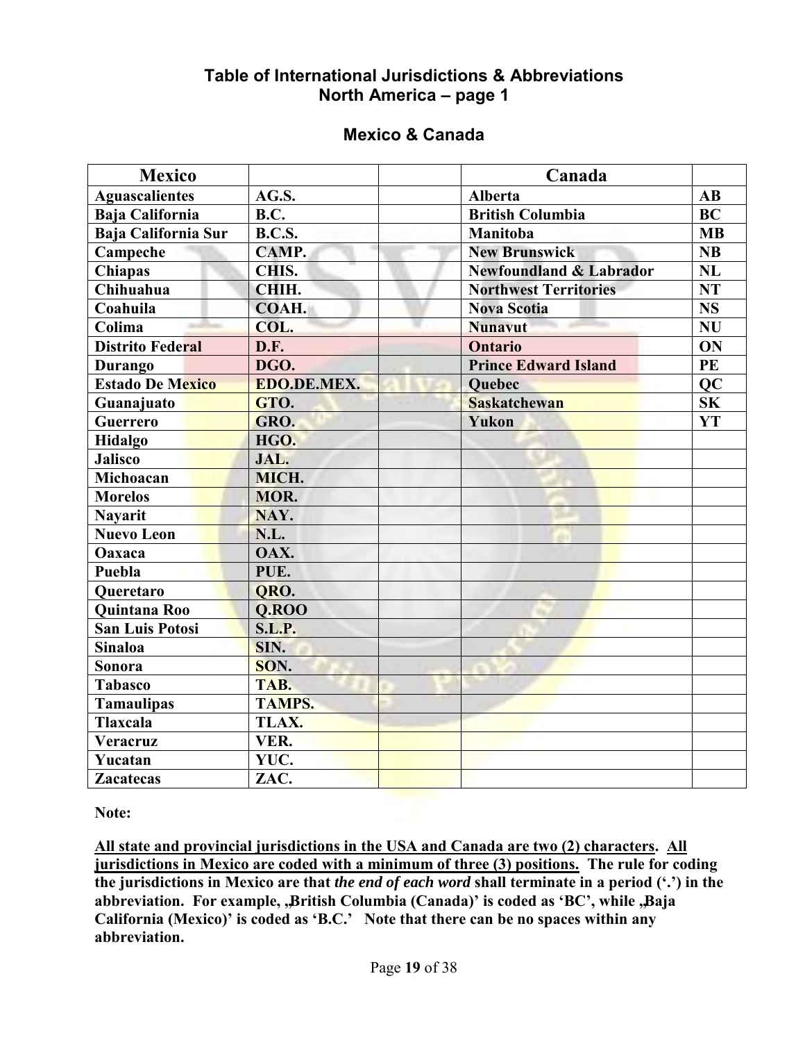## Table of International Jurisdictions & Abbreviations
## North America – page 1

### Mexico & Canada

| Mexico | | | Canada | |
|---|---|---|---|---|
| Aguascalientes | AG.S. | | Alberta | AB |
| Baja California | B.C. | | British Columbia | BC |
| Baja California Sur | B.C.S. | | Manitoba | MB |
| Campeche | CAMP. | | New Brunswick | NB |
| Chiapas | CHIS. | | Newfoundland & Labrador | NL |
| Chihuahua | CHIH. | | Northwest Territories | NT |
| Coahuila | COAH. | | Nova Scotia | NS |
| Colima | COL. | | Nunavut | NU |
| Distrito Federal | D.F. | | Ontario | ON |
| Durango | DGO. | | Prince Edward Island | PE |
| Estado De Mexico | EDO.DE.MEX. | | Quebec | QC |
| Guanajuato | GTO. | | Saskatchewan | SK |
| Guerrero | GRO. | | Yukon | YT |
| Hidalgo | HGO. | | | |
| Jalisco | JAL. | | | |
| Michoacan | MICH. | | | |
| Morelos | MOR. | | | |
| Nayarit | NAY. | | | |
| Nuevo Leon | N.L. | | | |
| Oaxaca | OAX. | | | |
| Puebla | PUE. | | | |
| Queretaro | QRO. | | | |
| Quintana Roo | Q.ROO | | | |
| San Luis Potosi | S.L.P. | | | |
| Sinaloa | SIN. | | | |
| Sonora | SON. | | | |
| Tabasco | TAB. | | | |
| Tamaulipas | TAMPS. | | | |
| Tlaxcala | TLAX. | | | |
| Veracruz | VER. | | | |
| Yucatan | YUC. | | | |
| Zacatecas | ZAC. | | | |

**Note:**

**<u>All state and provincial jurisdictions in the USA and Canada are two (2) characters</u>. <u>All jurisdictions in Mexico are coded with a minimum of three (3) positions.</u> The rule for coding the jurisdictions in Mexico are that *the end of each word* shall terminate in a period ('.') in the abbreviation. For example, „British Columbia (Canada)' is coded as 'BC', while „Baja California (Mexico)' is coded as 'B.C.' Note that there can be no spaces within any abbreviation.**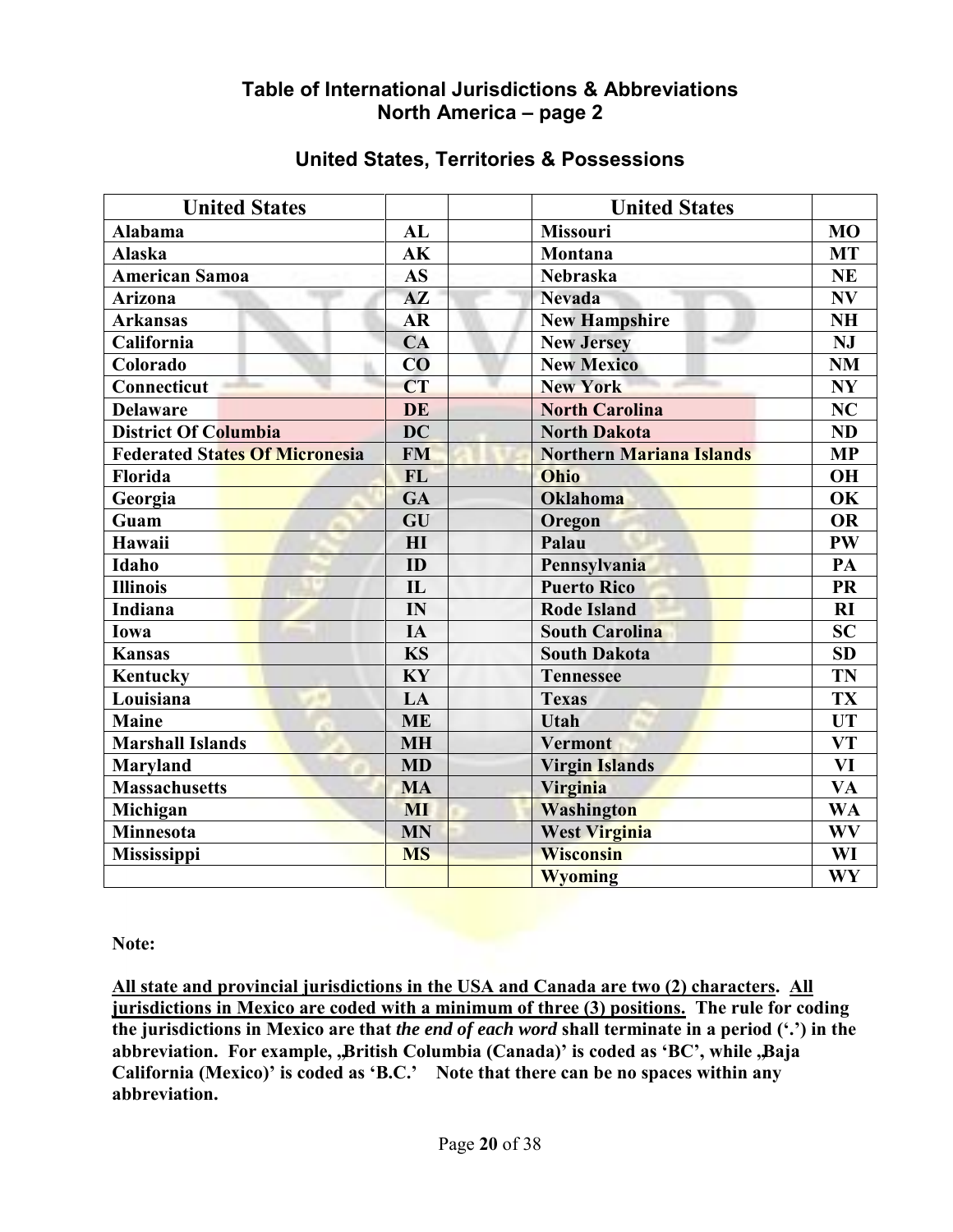## Table of International Jurisdictions & Abbreviations
## North America – page 2

### United States, Territories & Possessions

| United States | | | United States | |
|---|---|---|---|---|
| **Alabama** | **AL** | | **Missouri** | **MO** |
| **Alaska** | **AK** | | **Montana** | **MT** |
| **American Samoa** | **AS** | | **Nebraska** | **NE** |
| **Arizona** | **AZ** | | **Nevada** | **NV** |
| **Arkansas** | **AR** | | **New Hampshire** | **NH** |
| **California** | **CA** | | **New Jersey** | **NJ** |
| **Colorado** | **CO** | | **New Mexico** | **NM** |
| **Connecticut** | **CT** | | **New York** | **NY** |
| **Delaware** | **DE** | | **North Carolina** | **NC** |
| **District Of Columbia** | **DC** | | **North Dakota** | **ND** |
| **Federated States Of Micronesia** | **FM** | | **Northern Mariana Islands** | **MP** |
| **Florida** | **FL** | | **Ohio** | **OH** |
| **Georgia** | **GA** | | **Oklahoma** | **OK** |
| **Guam** | **GU** | | **Oregon** | **OR** |
| **Hawaii** | **HI** | | **Palau** | **PW** |
| **Idaho** | **ID** | | **Pennsylvania** | **PA** |
| **Illinois** | **IL** | | **Puerto Rico** | **PR** |
| **Indiana** | **IN** | | **Rode Island** | **RI** |
| **Iowa** | **IA** | | **South Carolina** | **SC** |
| **Kansas** | **KS** | | **South Dakota** | **SD** |
| **Kentucky** | **KY** | | **Tennessee** | **TN** |
| **Louisiana** | **LA** | | **Texas** | **TX** |
| **Maine** | **ME** | | **Utah** | **UT** |
| **Marshall Islands** | **MH** | | **Vermont** | **VT** |
| **Maryland** | **MD** | | **Virgin Islands** | **VI** |
| **Massachusetts** | **MA** | | **Virginia** | **VA** |
| **Michigan** | **MI** | | **Washington** | **WA** |
| **Minnesota** | **MN** | | **West Virginia** | **WV** |
| **Mississippi** | **MS** | | **Wisconsin** | **WI** |
| | | | **Wyoming** | **WY** |

**Note:**

**<u>All state and provincial jurisdictions in the USA and Canada are two (2) characters</u>. <u>All jurisdictions in Mexico are coded with a minimum of three (3) positions.</u> The rule for coding the jurisdictions in Mexico are that *the end of each word* shall terminate in a period ('.') in the abbreviation. For example, „British Columbia (Canada)' is coded as 'BC', while „Baja California (Mexico)' is coded as 'B.C.' Note that there can be no spaces within any abbreviation.**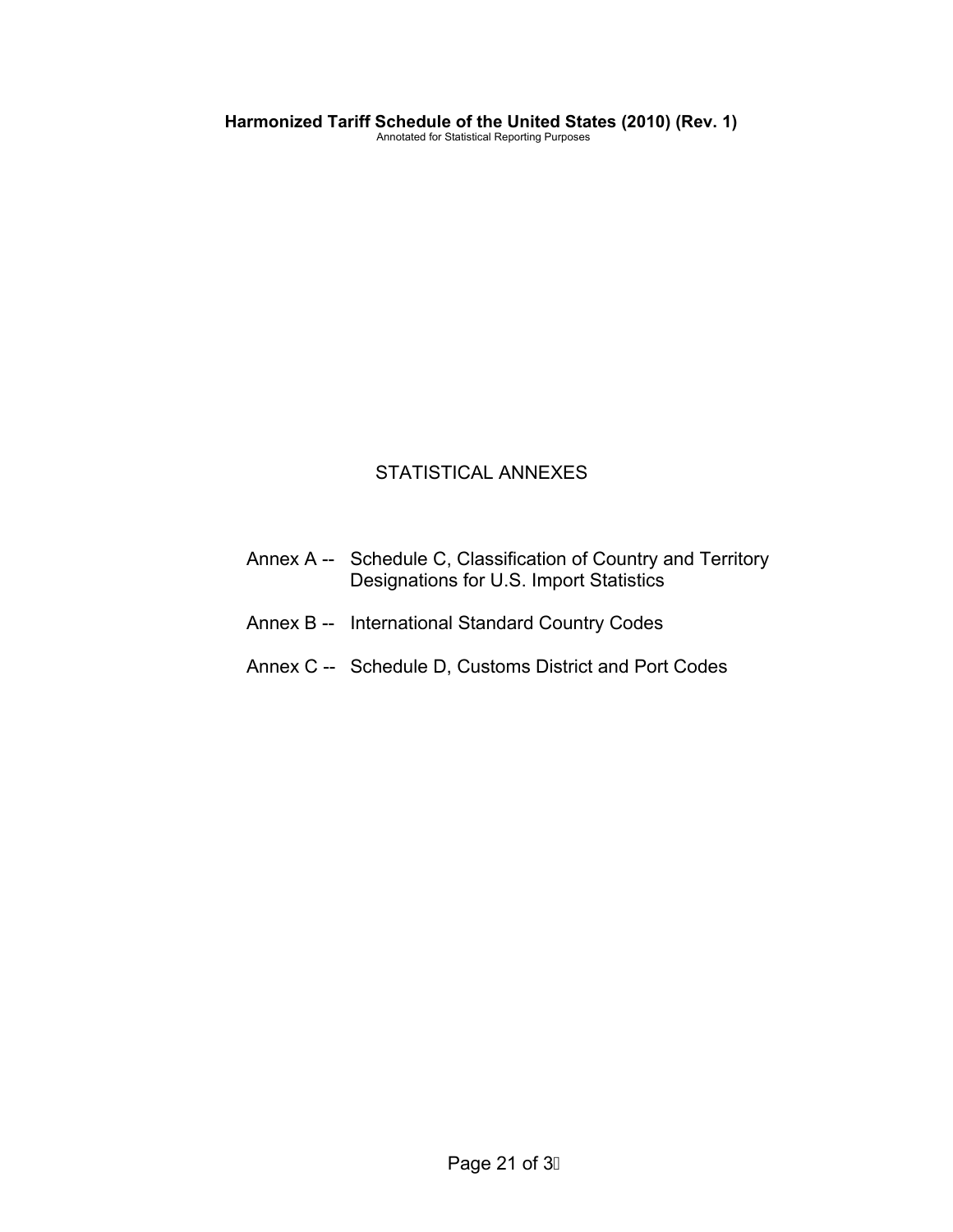# STATISTICAL ANNEXES

- Annex A -- Schedule C, Classification of Country and Territory Designations for U.S. Import Statistics
- Annex B -- International Standard Country Codes
- Annex C -- Schedule D, Customs District and Port Codes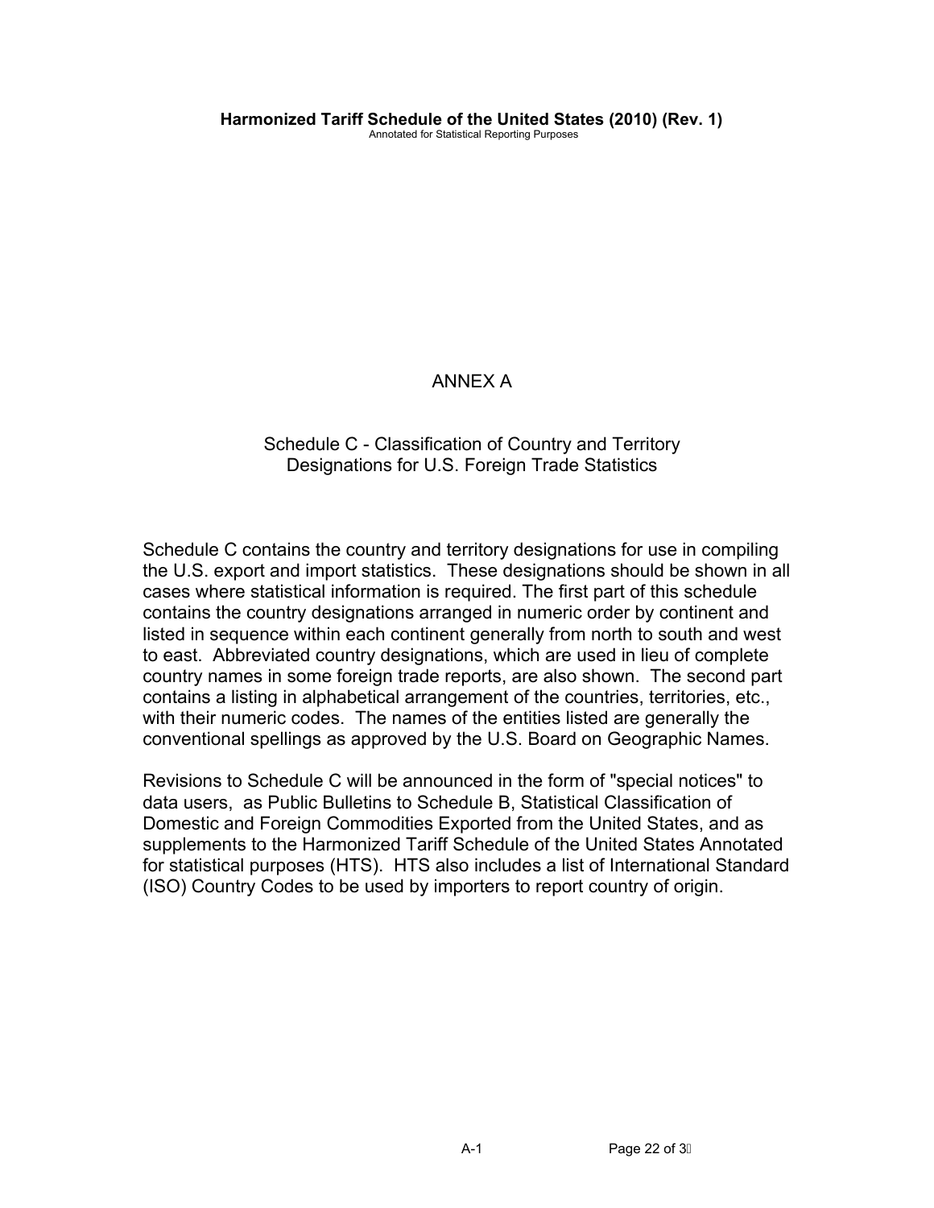# ANNEX A

## Schedule C - Classification of Country and Territory Designations for U.S. Foreign Trade Statistics

Schedule C contains the country and territory designations for use in compiling the U.S. export and import statistics. These designations should be shown in all cases where statistical information is required. The first part of this schedule contains the country designations arranged in numeric order by continent and listed in sequence within each continent generally from north to south and west to east. Abbreviated country designations, which are used in lieu of complete country names in some foreign trade reports, are also shown. The second part contains a listing in alphabetical arrangement of the countries, territories, etc., with their numeric codes. The names of the entities listed are generally the conventional spellings as approved by the U.S. Board on Geographic Names.

Revisions to Schedule C will be announced in the form of "special notices" to data users, as Public Bulletins to Schedule B, Statistical Classification of Domestic and Foreign Commodities Exported from the United States, and as supplements to the Harmonized Tariff Schedule of the United States Annotated for statistical purposes (HTS). HTS also includes a list of International Standard (ISO) Country Codes to be used by importers to report country of origin.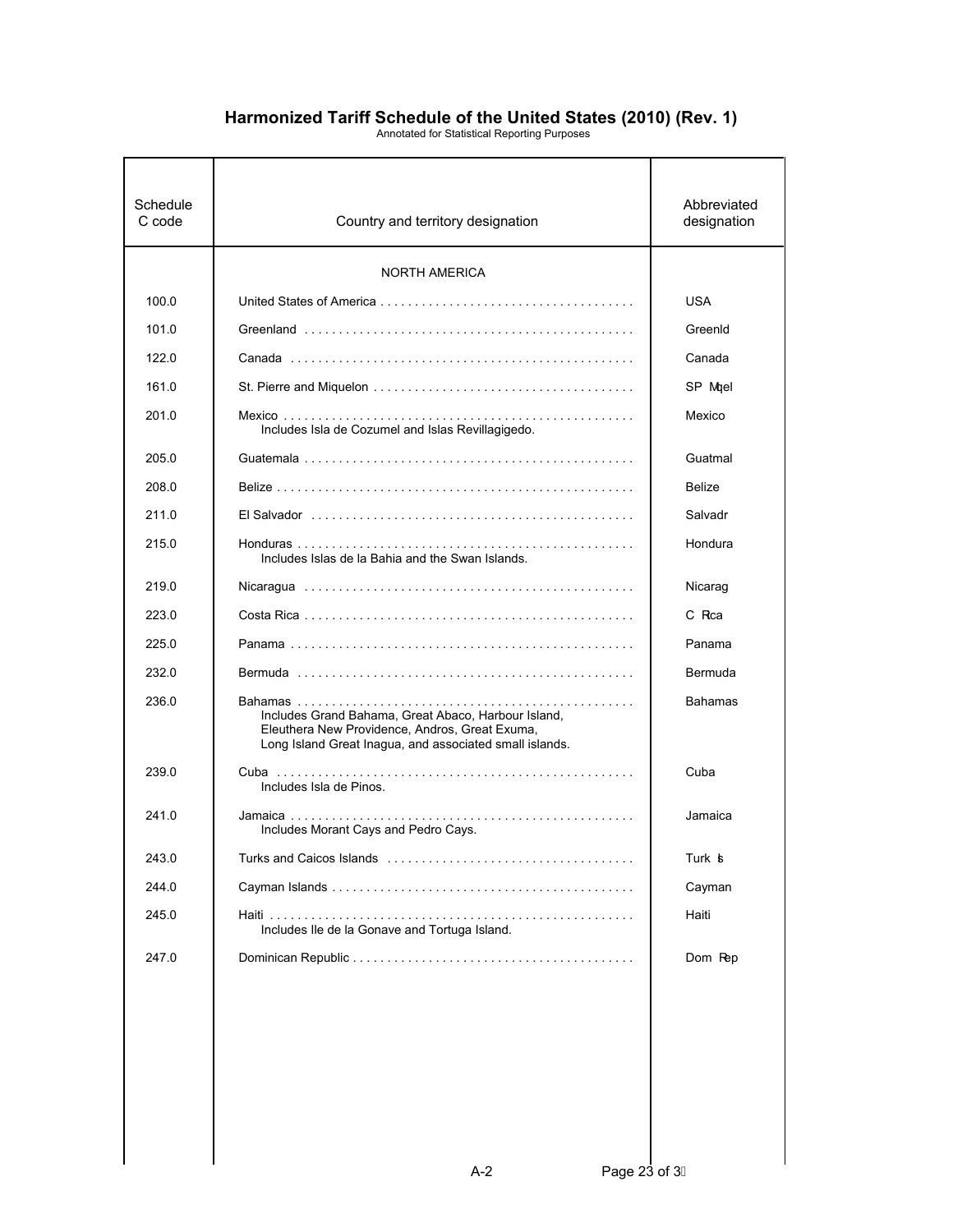# Harmonized Tariff Schedule of the United States (2010) (Rev. 1)

Annotated for Statistical Reporting Purposes

| Schedule C code | Country and territory designation | Abbreviated designation |
|---|---|---|
| | NORTH AMERICA | |
| 100.0 | United States of America | USA |
| 101.0 | Greenland | Greenld |
| 122.0 | Canada | Canada |
| 161.0 | St. Pierre and Miquelon | SP Mqel |
| 201.0 | Mexico<br>Includes Isla de Cozumel and Islas Revillagigedo. | Mexico |
| 205.0 | Guatemala | Guatmal |
| 208.0 | Belize | Belize |
| 211.0 | El Salvador | Salvadr |
| 215.0 | Honduras<br>Includes Islas de la Bahia and the Swan Islands. | Hondura |
| 219.0 | Nicaragua | Nicarag |
| 223.0 | Costa Rica | C Rica |
| 225.0 | Panama | Panama |
| 232.0 | Bermuda | Bermuda |
| 236.0 | Bahamas<br>Includes Grand Bahama, Great Abaco, Harbour Island, Eleuthera New Providence, Andros, Great Exuma, Long Island Great Inagua, and associated small islands. | Bahamas |
| 239.0 | Cuba<br>Includes Isla de Pinos. | Cuba |
| 241.0 | Jamaica<br>Includes Morant Cays and Pedro Cays. | Jamaica |
| 243.0 | Turks and Caicos Islands | Turk Is |
| 244.0 | Cayman Islands | Cayman |
| 245.0 | Haiti<br>Includes Ile de la Gonave and Tortuga Island. | Haiti |
| 247.0 | Dominican Republic | Dom Rep |

A-2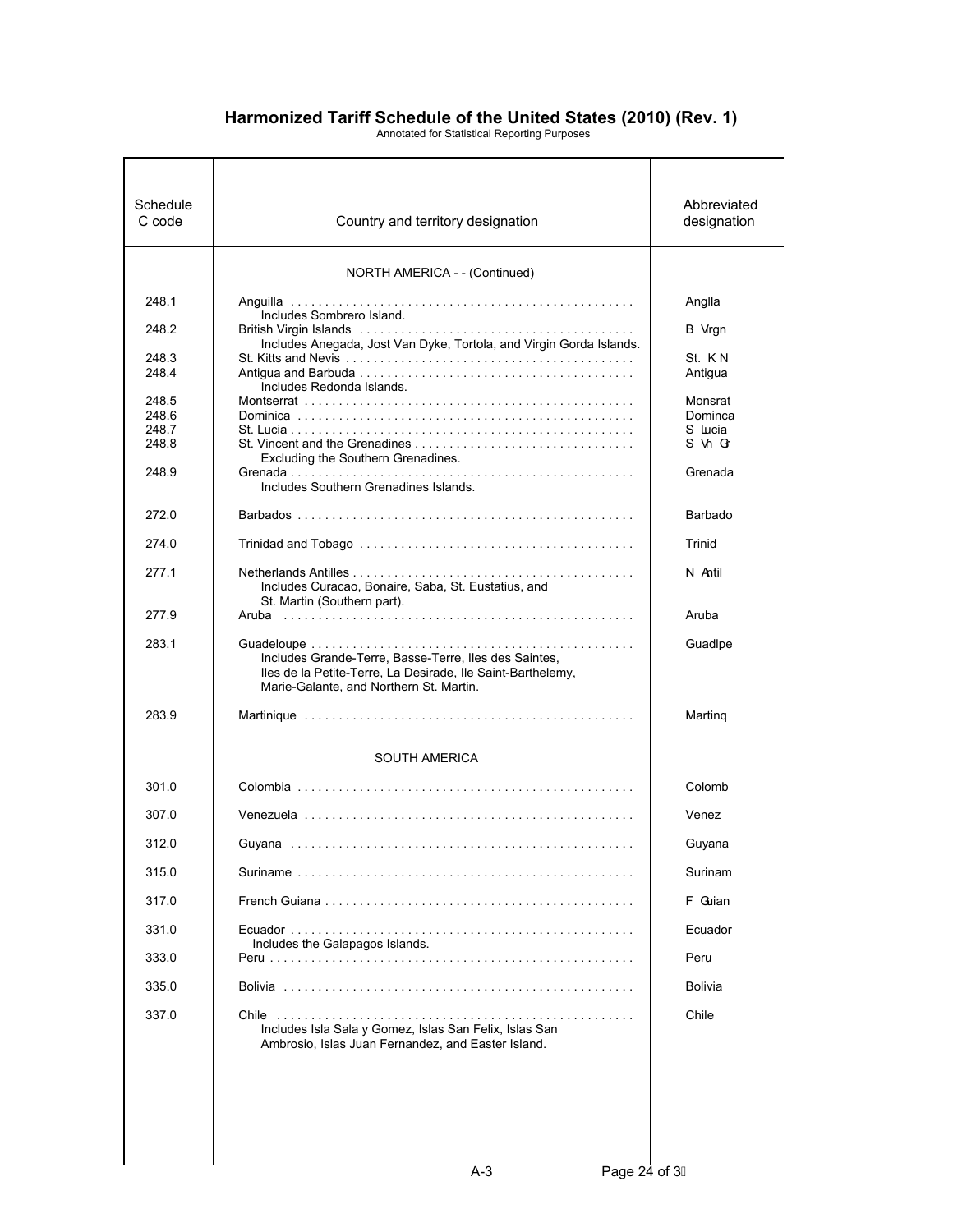## Harmonized Tariff Schedule of the United States (2010) (Rev. 1)

Annotated for Statistical Reporting Purposes

| Schedule C code | Country and territory designation | Abbreviated designation |
|---|---|---|
| | NORTH AMERICA - - (Continued) | |
| 248.1 | Anguilla<br>Includes Sombrero Island. | Anglla |
| 248.2 | British Virgin Islands<br>Includes Anegada, Jost Van Dyke, Tortola, and Virgin Gorda Islands. | B Vrgn |
| 248.3 | St. Kitts and Nevis | St. K N |
| 248.4 | Antigua and Barbuda<br>Includes Redonda Islands. | Antigua |
| 248.5 | Montserrat | Monsrat |
| 248.6 | Dominica | Dominca |
| 248.7 | St. Lucia | S Lucia |
| 248.8 | St. Vincent and the Grenadines<br>Excluding the Southern Grenadines. | S Vn Gr |
| 248.9 | Grenada<br>Includes Southern Grenadines Islands. | Grenada |
| 272.0 | Barbados | Barbado |
| 274.0 | Trinidad and Tobago | Trinid |
| 277.1 | Netherlands Antilles<br>Includes Curacao, Bonaire, Saba, St. Eustatius, and St. Martin (Southern part). | N Antil |
| 277.9 | Aruba | Aruba |
| 283.1 | Guadeloupe<br>Includes Grande-Terre, Basse-Terre, Iles des Saintes, Iles de la Petite-Terre, La Desirade, Ile Saint-Barthelemy, Marie-Galante, and Northern St. Martin. | Guadlpe |
| 283.9 | Martinique | Martinq |
| | SOUTH AMERICA | |
| 301.0 | Colombia | Colomb |
| 307.0 | Venezuela | Venez |
| 312.0 | Guyana | Guyana |
| 315.0 | Suriname | Surinam |
| 317.0 | French Guiana | F Guian |
| 331.0 | Ecuador<br>Includes the Galapagos Islands. | Ecuador |
| 333.0 | Peru | Peru |
| 335.0 | Bolivia | Bolivia |
| 337.0 | Chile<br>Includes Isla Sala y Gomez, Islas San Felix, Islas San Ambrosio, Islas Juan Fernandez, and Easter Island. | Chile |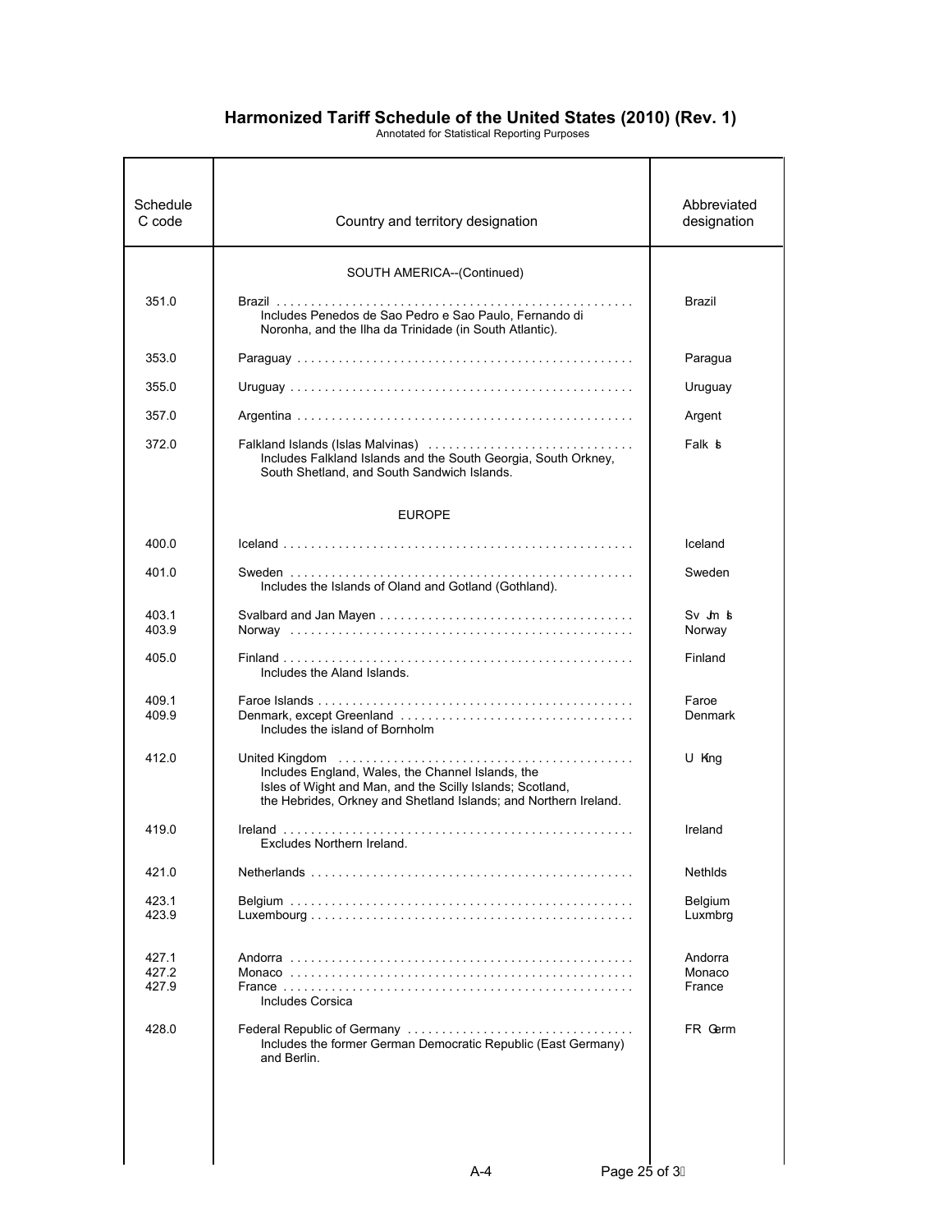# Harmonized Tariff Schedule of the United States (2010) (Rev. 1)

Annotated for Statistical Reporting Purposes

| Schedule C code | Country and territory designation | Abbreviated designation |
|---|---|---|
| | SOUTH AMERICA--(Continued) | |
| 351.0 | Brazil<br>Includes Penedos de Sao Pedro e Sao Paulo, Fernando di Noronha, and the Ilha da Trinidade (in South Atlantic). | Brazil |
| 353.0 | Paraguay | Paragua |
| 355.0 | Uruguay | Uruguay |
| 357.0 | Argentina | Argent |
| 372.0 | Falkland Islands (Islas Malvinas)<br>Includes Falkland Islands and the South Georgia, South Orkney, South Shetland, and South Sandwich Islands. | Falk Is |
| | EUROPE | |
| 400.0 | Iceland | Iceland |
| 401.0 | Sweden<br>Includes the Islands of Oland and Gotland (Gothland). | Sweden |
| 403.1 | Svalbard and Jan Mayen | Sv Jm Is |
| 403.9 | Norway | Norway |
| 405.0 | Finland<br>Includes the Aland Islands. | Finland |
| 409.1 | Faroe Islands | Faroe |
| 409.9 | Denmark, except Greenland<br>Includes the island of Bornholm | Denmark |
| 412.0 | United Kingdom<br>Includes England, Wales, the Channel Islands, the Isles of Wight and Man, and the Scilly Islands; Scotland, the Hebrides, Orkney and Shetland Islands; and Northern Ireland. | U King |
| 419.0 | Ireland<br>Excludes Northern Ireland. | Ireland |
| 421.0 | Netherlands | Nethlds |
| 423.1 | Belgium | Belgium |
| 423.9 | Luxembourg | Luxmbrg |
| 427.1 | Andorra | Andorra |
| 427.2 | Monaco | Monaco |
| 427.9 | France<br>Includes Corsica | France |
| 428.0 | Federal Republic of Germany<br>Includes the former German Democratic Republic (East Germany) and Berlin. | FR Germ |

A-4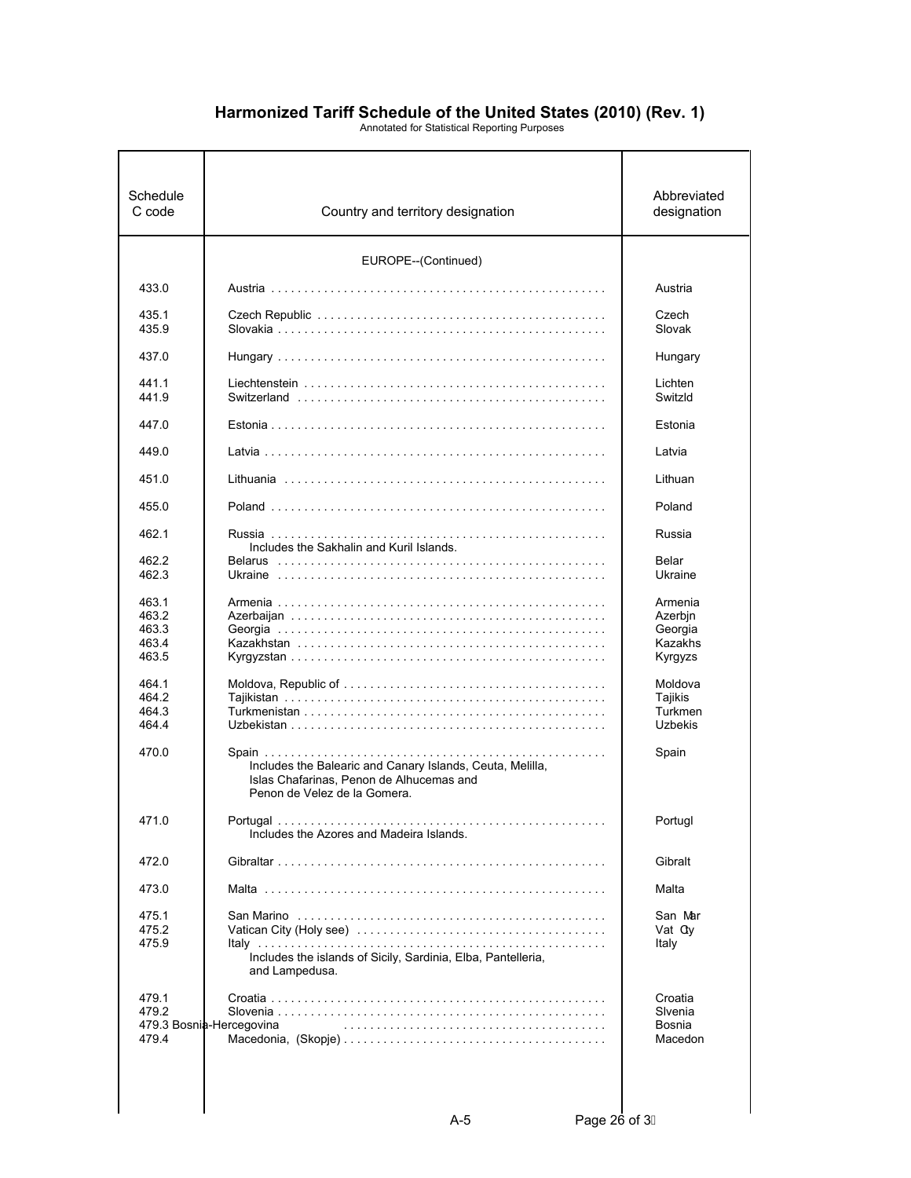## Harmonized Tariff Schedule of the United States (2010) (Rev. 1)

Annotated for Statistical Reporting Purposes

| Schedule C code | Country and territory designation | Abbreviated designation |
|---|---|---|
| | EUROPE--(Continued) | |
| 433.0 | Austria | Austria |
| 435.1 | Czech Republic | Czech |
| 435.9 | Slovakia | Slovak |
| 437.0 | Hungary | Hungary |
| 441.1 | Liechtenstein | Lichten |
| 441.9 | Switzerland | Switzld |
| 447.0 | Estonia | Estonia |
| 449.0 | Latvia | Latvia |
| 451.0 | Lithuania | Lithuan |
| 455.0 | Poland | Poland |
| 462.1 | Russia<br>Includes the Sakhalin and Kuril Islands. | Russia |
| 462.2 | Belarus | Belar |
| 462.3 | Ukraine | Ukraine |
| 463.1 | Armenia | Armenia |
| 463.2 | Azerbaijan | Azerbjn |
| 463.3 | Georgia | Georgia |
| 463.4 | Kazakhstan | Kazakhs |
| 463.5 | Kyrgyzstan | Kyrgyzs |
| 464.1 | Moldova, Republic of | Moldova |
| 464.2 | Tajikistan | Tajikis |
| 464.3 | Turkmenistan | Turkmen |
| 464.4 | Uzbekistan | Uzbekis |
| 470.0 | Spain<br>Includes the Balearic and Canary Islands, Ceuta, Melilla, Islas Chafarinas, Penon de Alhucemas and Penon de Velez de la Gomera. | Spain |
| 471.0 | Portugal<br>Includes the Azores and Madeira Islands. | Portugl |
| 472.0 | Gibraltar | Gibralt |
| 473.0 | Malta | Malta |
| 475.1 | San Marino | San Mar |
| 475.2 | Vatican City (Holy see) | Vat Cty |
| 475.9 | Italy<br>Includes the islands of Sicily, Sardinia, Elba, Pantelleria, and Lampedusa. | Italy |
| 479.1 | Croatia | Croatia |
| 479.2 | Slovenia | Slvenia |
| 479.3 | Bosnia-Hercegovina | Bosnia |
| 479.4 | Macedonia, (Skopje) | Macedon |

A-5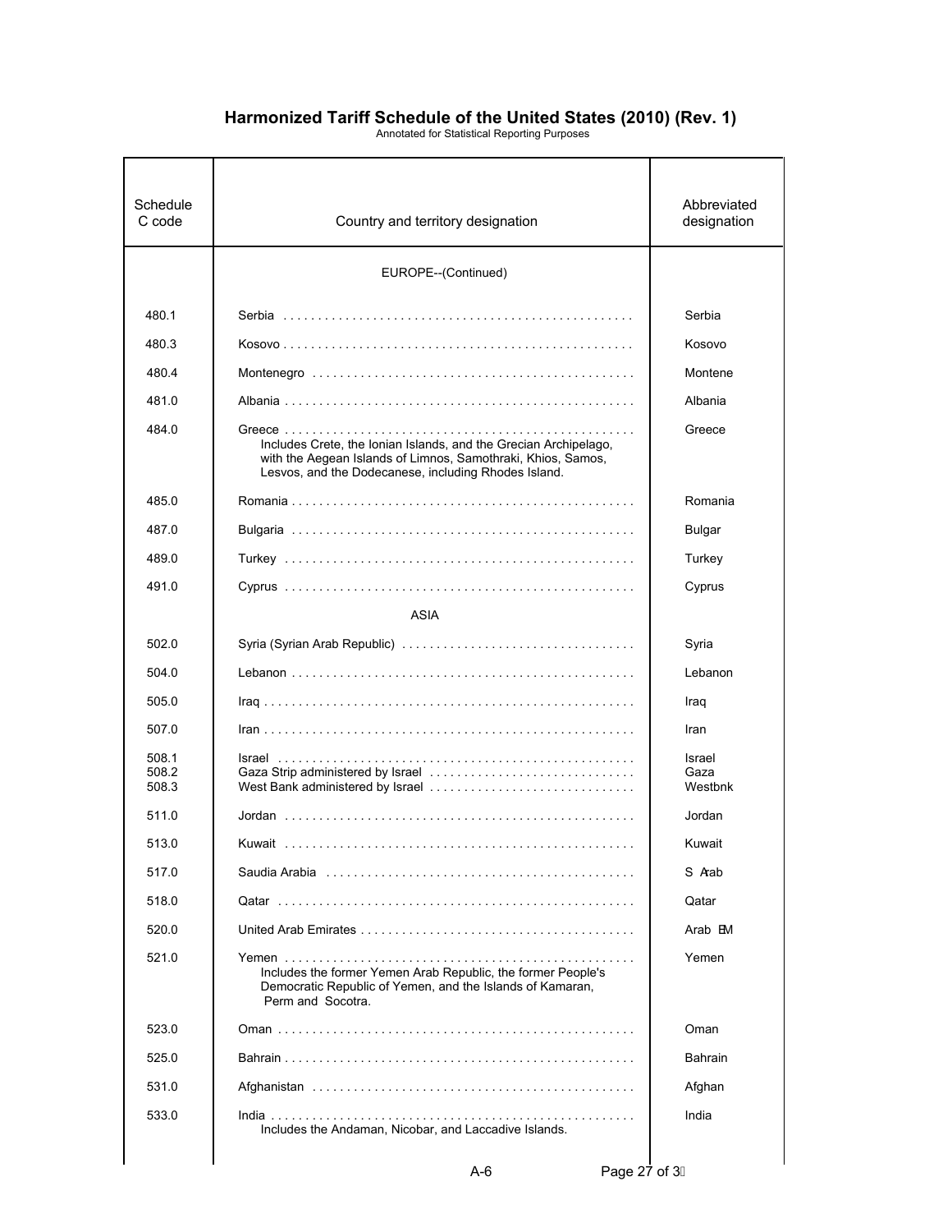| Schedule C code | Country and territory designation | Abbreviated designation |
|---|---|---|
| | EUROPE--(Continued) | |
| 480.1 | Serbia | Serbia |
| 480.3 | Kosovo | Kosovo |
| 480.4 | Montenegro | Montene |
| 481.0 | Albania | Albania |
| 484.0 | Greece<br>Includes Crete, the Ionian Islands, and the Grecian Archipelago, with the Aegean Islands of Limnos, Samothraki, Khios, Samos, Lesvos, and the Dodecanese, including Rhodes Island. | Greece |
| 485.0 | Romania | Romania |
| 487.0 | Bulgaria | Bulgar |
| 489.0 | Turkey | Turkey |
| 491.0 | Cyprus | Cyprus |
| | ASIA | |
| 502.0 | Syria (Syrian Arab Republic) | Syria |
| 504.0 | Lebanon | Lebanon |
| 505.0 | Iraq | Iraq |
| 507.0 | Iran | Iran |
| 508.1 | Israel | Israel |
| 508.2 | Gaza Strip administered by Israel | Gaza |
| 508.3 | West Bank administered by Israel | Westbnk |
| 511.0 | Jordan | Jordan |
| 513.0 | Kuwait | Kuwait |
| 517.0 | Saudia Arabia | S Arab |
| 518.0 | Qatar | Qatar |
| 520.0 | United Arab Emirates | Arab EM |
| 521.0 | Yemen<br>Includes the former Yemen Arab Republic, the former People's Democratic Republic of Yemen, and the Islands of Kamaran, Perm and Socotra. | Yemen |
| 523.0 | Oman | Oman |
| 525.0 | Bahrain | Bahrain |
| 531.0 | Afghanistan | Afghan |
| 533.0 | India<br>Includes the Andaman, Nicobar, and Laccadive Islands. | India |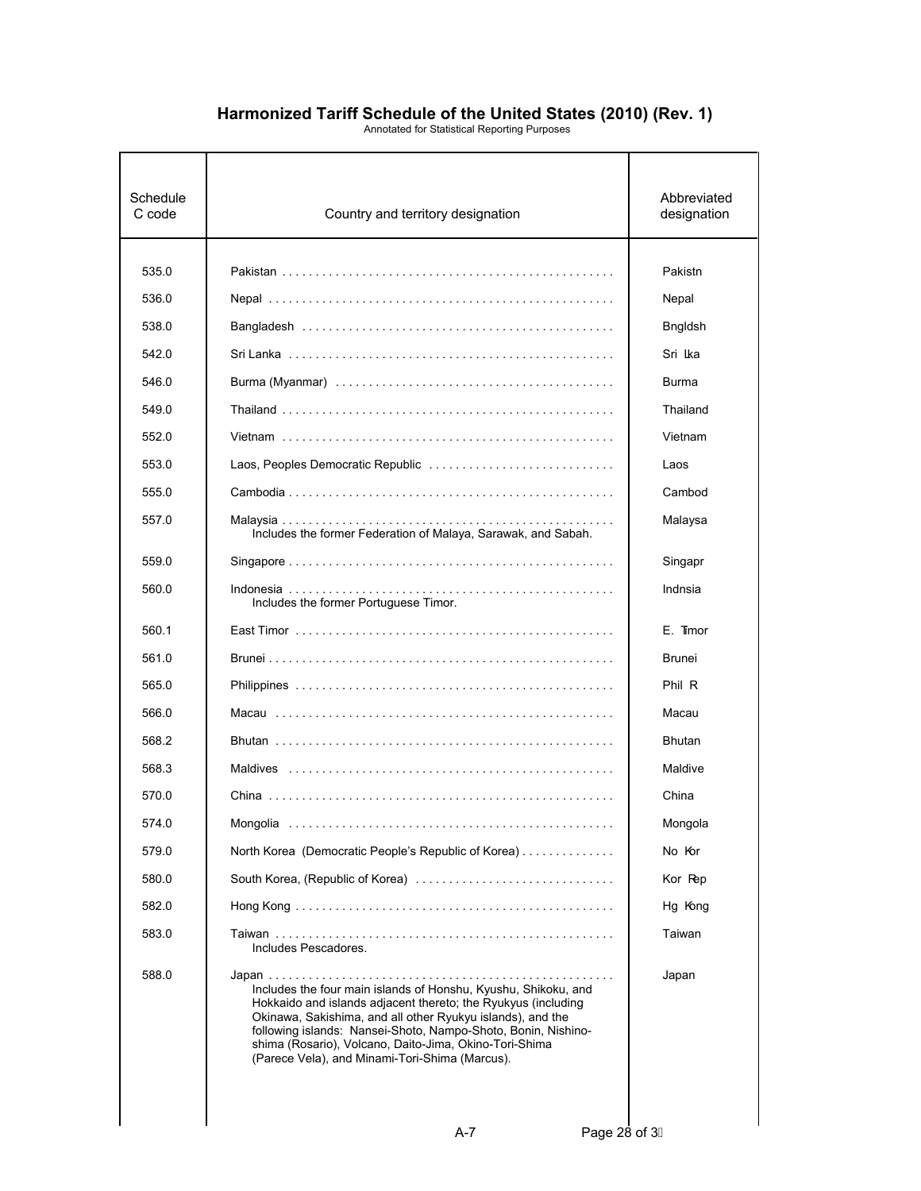# Harmonized Tariff Schedule of the United States (2010) (Rev. 1)

Annotated for Statistical Reporting Purposes

| Schedule C code | Country and territory designation | Abbreviated designation |
|---|---|---|
| 535.0 | Pakistan | Pakistn |
| 536.0 | Nepal | Nepal |
| 538.0 | Bangladesh | Bngldsh |
| 542.0 | Sri Lanka | Sri Lka |
| 546.0 | Burma (Myanmar) | Burma |
| 549.0 | Thailand | Thailand |
| 552.0 | Vietnam | Vietnam |
| 553.0 | Laos, Peoples Democratic Republic | Laos |
| 555.0 | Cambodia | Cambod |
| 557.0 | Malaysia<br>Includes the former Federation of Malaya, Sarawak, and Sabah. | Malaysa |
| 559.0 | Singapore | Singapr |
| 560.0 | Indonesia<br>Includes the former Portuguese Timor. | Indnsia |
| 560.1 | East Timor | E. Timor |
| 561.0 | Brunei | Brunei |
| 565.0 | Philippines | Phil R |
| 566.0 | Macau | Macau |
| 568.2 | Bhutan | Bhutan |
| 568.3 | Maldives | Maldive |
| 570.0 | China | China |
| 574.0 | Mongolia | Mongola |
| 579.0 | North Korea (Democratic People's Republic of Korea) | No Kor |
| 580.0 | South Korea, (Republic of Korea) | Kor Rep |
| 582.0 | Hong Kong | Hg Kong |
| 583.0 | Taiwan<br>Includes Pescadores. | Taiwan |
| 588.0 | Japan<br>Includes the four main islands of Honshu, Kyushu, Shikoku, and Hokkaido and islands adjacent thereto; the Ryukyus (including Okinawa, Sakishima, and all other Ryukyu islands), and the following islands: Nansei-Shoto, Nampo-Shoto, Bonin, Nishino-shima (Rosario), Volcano, Daito-Jima, Okino-Tori-Shima (Parece Vela), and Minami-Tori-Shima (Marcus). | Japan |

A-7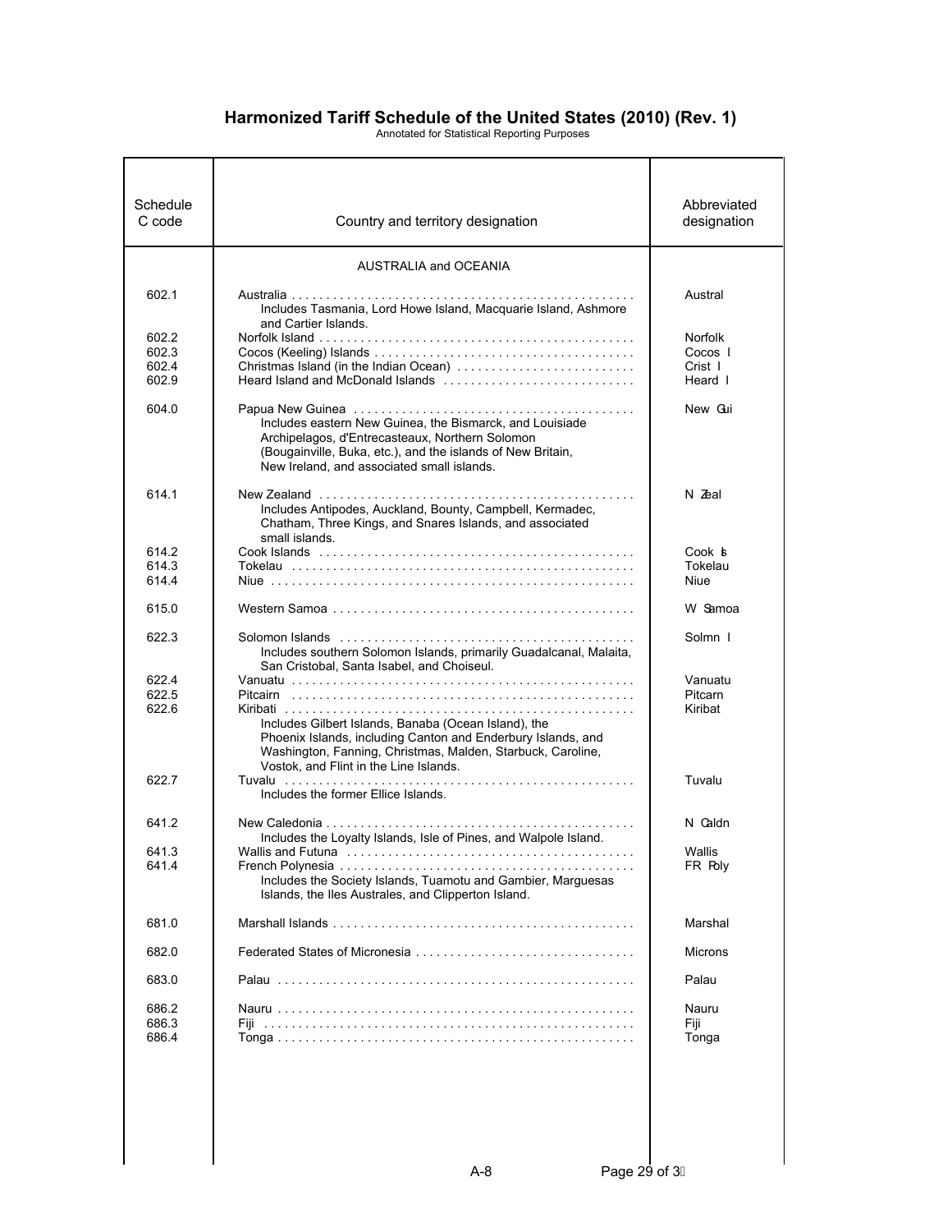# Harmonized Tariff Schedule of the United States (2010) (Rev. 1)

Annotated for Statistical Reporting Purposes

| Schedule C code | Country and territory designation | Abbreviated designation |
| --- | --- | --- |
| | AUSTRALIA and OCEANIA | |
| 602.1 | Australia<br>Includes Tasmania, Lord Howe Island, Macquarie Island, Ashmore and Cartier Islands. | Austral |
| 602.2 | Norfolk Island | Norfolk |
| 602.3 | Cocos (Keeling) Islands | Cocos I |
| 602.4 | Christmas Island (in the Indian Ocean) | Crist I |
| 602.9 | Heard Island and McDonald Islands | Heard I |
| 604.0 | Papua New Guinea<br>Includes eastern New Guinea, the Bismarck, and Louisiade Archipelagos, d'Entrecasteaux, Northern Solomon (Bougainville, Buka, etc.), and the islands of New Britain, New Ireland, and associated small islands. | New Gui |
| 614.1 | New Zealand<br>Includes Antipodes, Auckland, Bounty, Campbell, Kermadec, Chatham, Three Kings, and Snares Islands, and associated small islands. | N Zeal |
| 614.2 | Cook Islands | Cook Is |
| 614.3 | Tokelau | Tokelau |
| 614.4 | Niue | Niue |
| 615.0 | Western Samoa | W Samoa |
| 622.3 | Solomon Islands<br>Includes southern Solomon Islands, primarily Guadalcanal, Malaita, San Cristobal, Santa Isabel, and Choiseul. | Solmn I |
| 622.4 | Vanuatu | Vanuatu |
| 622.5 | Pitcairn | Pitcarn |
| 622.6 | Kiribati<br>Includes Gilbert Islands, Banaba (Ocean Island), the Phoenix Islands, including Canton and Enderbury Islands, and Washington, Fanning, Christmas, Malden, Starbuck, Caroline, Vostok, and Flint in the Line Islands. | Kiribat |
| 622.7 | Tuvalu<br>Includes the former Ellice Islands. | Tuvalu |
| 641.2 | New Caledonia<br>Includes the Loyalty Islands, Isle of Pines, and Walpole Island. | N Caldn |
| 641.3 | Wallis and Futuna | Wallis |
| 641.4 | French Polynesia<br>Includes the Society Islands, Tuamotu and Gambier, Marguesas Islands, the Iles Australes, and Clipperton Island. | FR Poly |
| 681.0 | Marshall Islands | Marshal |
| 682.0 | Federated States of Micronesia | Microns |
| 683.0 | Palau | Palau |
| 686.2 | Nauru | Nauru |
| 686.3 | Fiji | Fiji |
| 686.4 | Tonga | Tonga |

A-8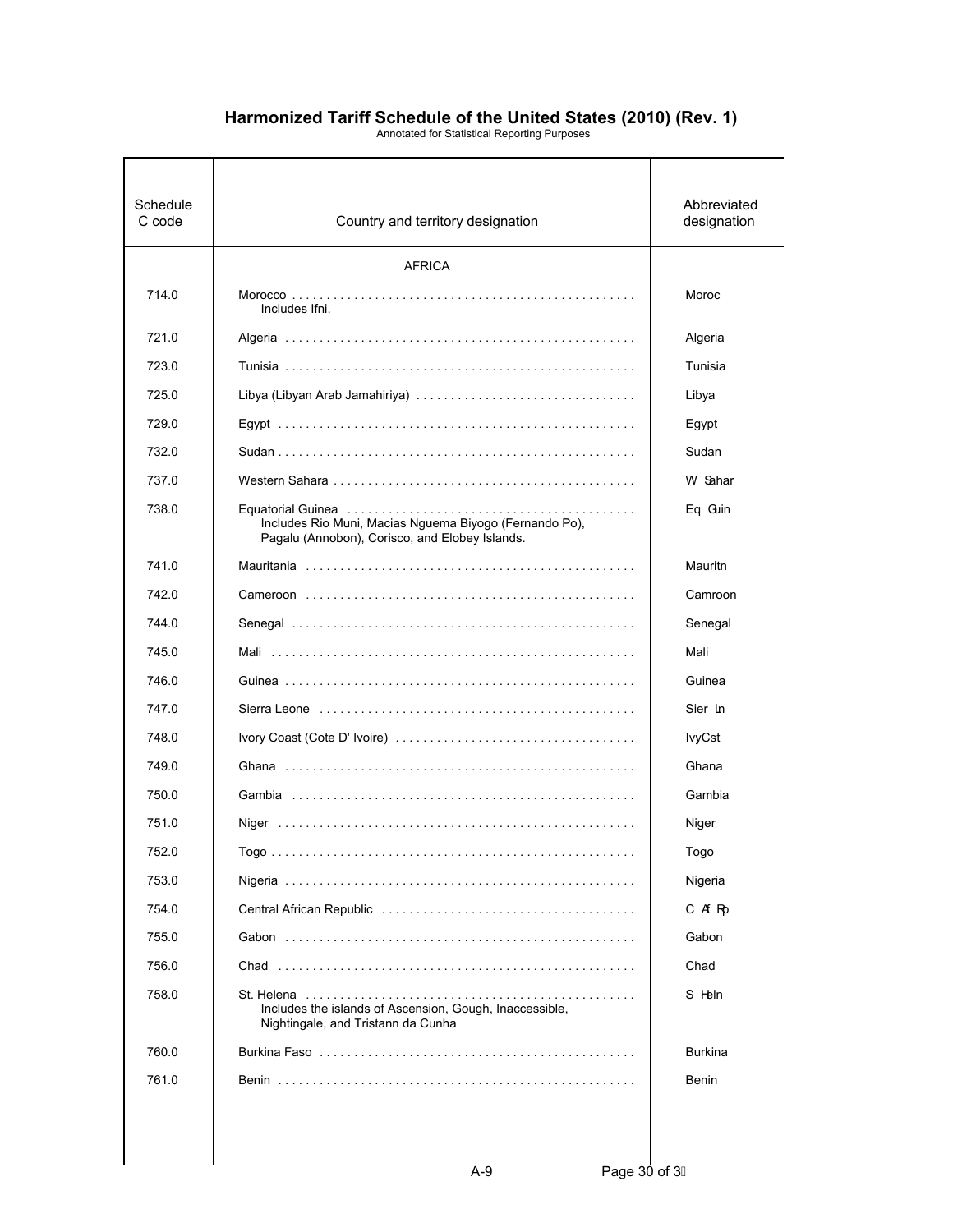# Harmonized Tariff Schedule of the United States (2010) (Rev. 1)

Annotated for Statistical Reporting Purposes

| Schedule C code | Country and territory designation | Abbreviated designation |
|---|---|---|
| | AFRICA | |
| 714.0 | Morocco<br>Includes Ifni. | Moroc |
| 721.0 | Algeria | Algeria |
| 723.0 | Tunisia | Tunisia |
| 725.0 | Libya (Libyan Arab Jamahiriya) | Libya |
| 729.0 | Egypt | Egypt |
| 732.0 | Sudan | Sudan |
| 737.0 | Western Sahara | W Sahar |
| 738.0 | Equatorial Guinea<br>Includes Rio Muni, Macias Nguema Biyogo (Fernando Po), Pagalu (Annobon), Corisco, and Elobey Islands. | Eq Guin |
| 741.0 | Mauritania | Mauritn |
| 742.0 | Cameroon | Camroon |
| 744.0 | Senegal | Senegal |
| 745.0 | Mali | Mali |
| 746.0 | Guinea | Guinea |
| 747.0 | Sierra Leone | Sier Ln |
| 748.0 | Ivory Coast (Cote D' Ivoire) | IvyCst |
| 749.0 | Ghana | Ghana |
| 750.0 | Gambia | Gambia |
| 751.0 | Niger | Niger |
| 752.0 | Togo | Togo |
| 753.0 | Nigeria | Nigeria |
| 754.0 | Central African Republic | C Af Rp |
| 755.0 | Gabon | Gabon |
| 756.0 | Chad | Chad |
| 758.0 | St. Helena<br>Includes the islands of Ascension, Gough, Inaccessible, Nightingale, and Tristann da Cunha | S Heln |
| 760.0 | Burkina Faso | Burkina |
| 761.0 | Benin | Benin |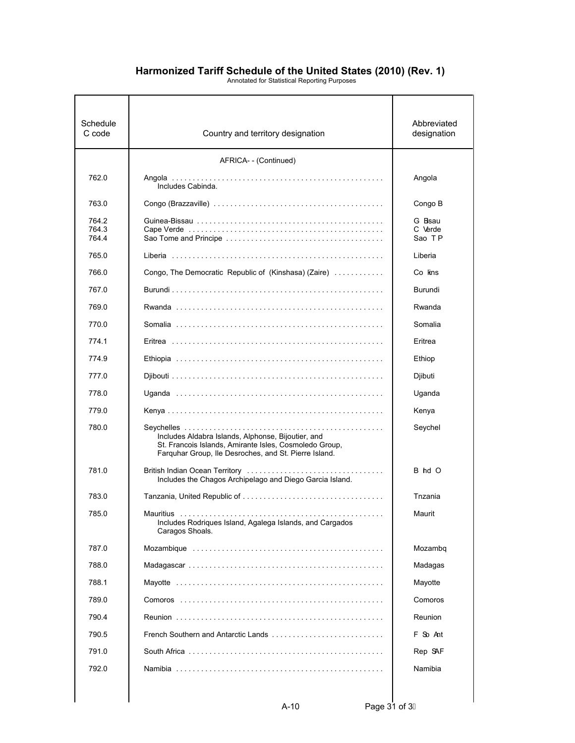# Harmonized Tariff Schedule of the United States (2010) (Rev. 1)

Annotated for Statistical Reporting Purposes

| Schedule C code | Country and territory designation | Abbreviated designation |
|---|---|---|
| | AFRICA- - (Continued) | |
| 762.0 | Angola<br>Includes Cabinda. | Angola |
| 763.0 | Congo (Brazzaville) | Congo B |
| 764.2 | Guinea-Bissau | G Bsau |
| 764.3 | Cape Verde | C Verde |
| 764.4 | Sao Tome and Principe | Sao T P |
| 765.0 | Liberia | Liberia |
| 766.0 | Congo, The Democratic Republic of (Kinshasa) (Zaire) | Co Kins |
| 767.0 | Burundi | Burundi |
| 769.0 | Rwanda | Rwanda |
| 770.0 | Somalia | Somalia |
| 774.1 | Eritrea | Eritrea |
| 774.9 | Ethiopia | Ethiop |
| 777.0 | Djibouti | Djibuti |
| 778.0 | Uganda | Uganda |
| 779.0 | Kenya | Kenya |
| 780.0 | Seychelles<br>Includes Aldabra Islands, Alphonse, Bijoutier, and St. Francois Islands, Amirante Isles, Cosmoledo Group, Farquhar Group, Ile Desroches, and St. Pierre Island. | Seychel |
| 781.0 | British Indian Ocean Territory<br>Includes the Chagos Archipelago and Diego Garcia Island. | B Ind O |
| 783.0 | Tanzania, United Republic of | Tnzania |
| 785.0 | Mauritius<br>Includes Rodriques Island, Agalega Islands, and Cargados Caragos Shoals. | Maurit |
| 787.0 | Mozambique | Mozambq |
| 788.0 | Madagascar | Madagas |
| 788.1 | Mayotte | Mayotte |
| 789.0 | Comoros | Comoros |
| 790.4 | Reunion | Reunion |
| 790.5 | French Southern and Antarctic Lands | F So Ant |
| 791.0 | South Africa | Rep SAF |
| 792.0 | Namibia | Namibia |

A-10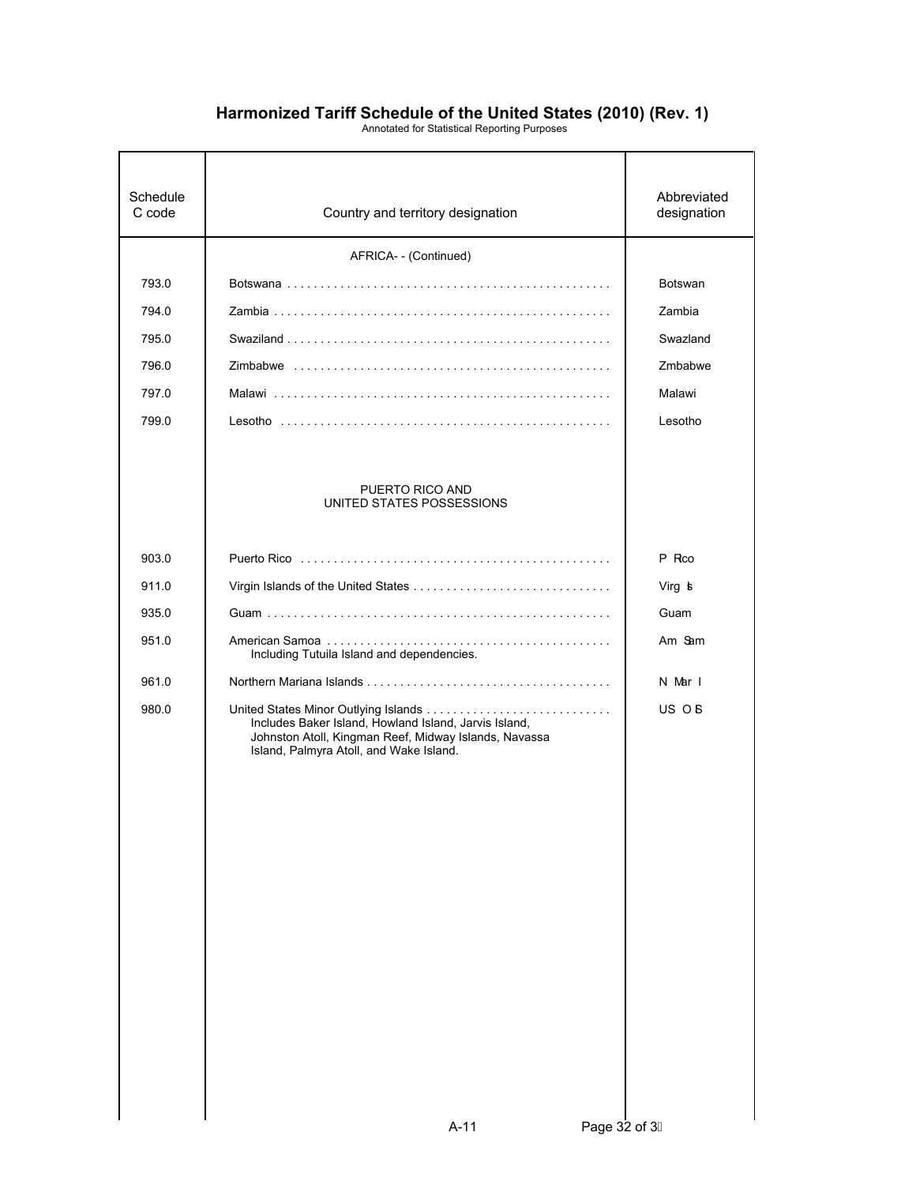# Harmonized Tariff Schedule of the United States (2010) (Rev. 1)

Annotated for Statistical Reporting Purposes

| Schedule C code | Country and territory designation | Abbreviated designation |
|---|---|---|
| | AFRICA- - (Continued) | |
| 793.0 | Botswana | Botswan |
| 794.0 | Zambia | Zambia |
| 795.0 | Swaziland | Swazland |
| 796.0 | Zimbabwe | Zmbabwe |
| 797.0 | Malawi | Malawi |
| 799.0 | Lesotho | Lesotho |
| | PUERTO RICO AND UNITED STATES POSSESSIONS | |
| 903.0 | Puerto Rico | P Rco |
| 911.0 | Virgin Islands of the United States | Virg Is |
| 935.0 | Guam | Guam |
| 951.0 | American Samoa<br>Including Tutuila Island and dependencies. | Am Sam |
| 961.0 | Northern Mariana Islands | N Mar I |
| 980.0 | United States Minor Outlying Islands<br>Includes Baker Island, Howland Island, Jarvis Island, Johnston Atoll, Kingman Reef, Midway Islands, Navassa Island, Palmyra Atoll, and Wake Island. | US O IS |

A-11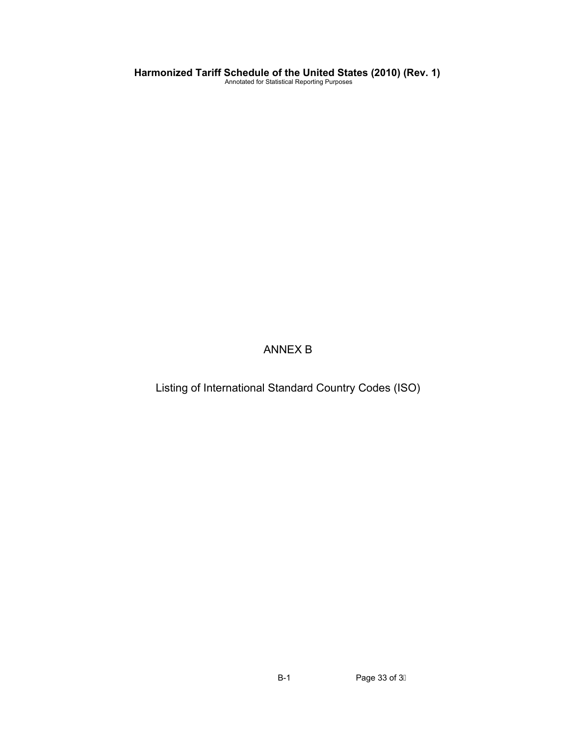# ANNEX B

## Listing of International Standard Country Codes (ISO)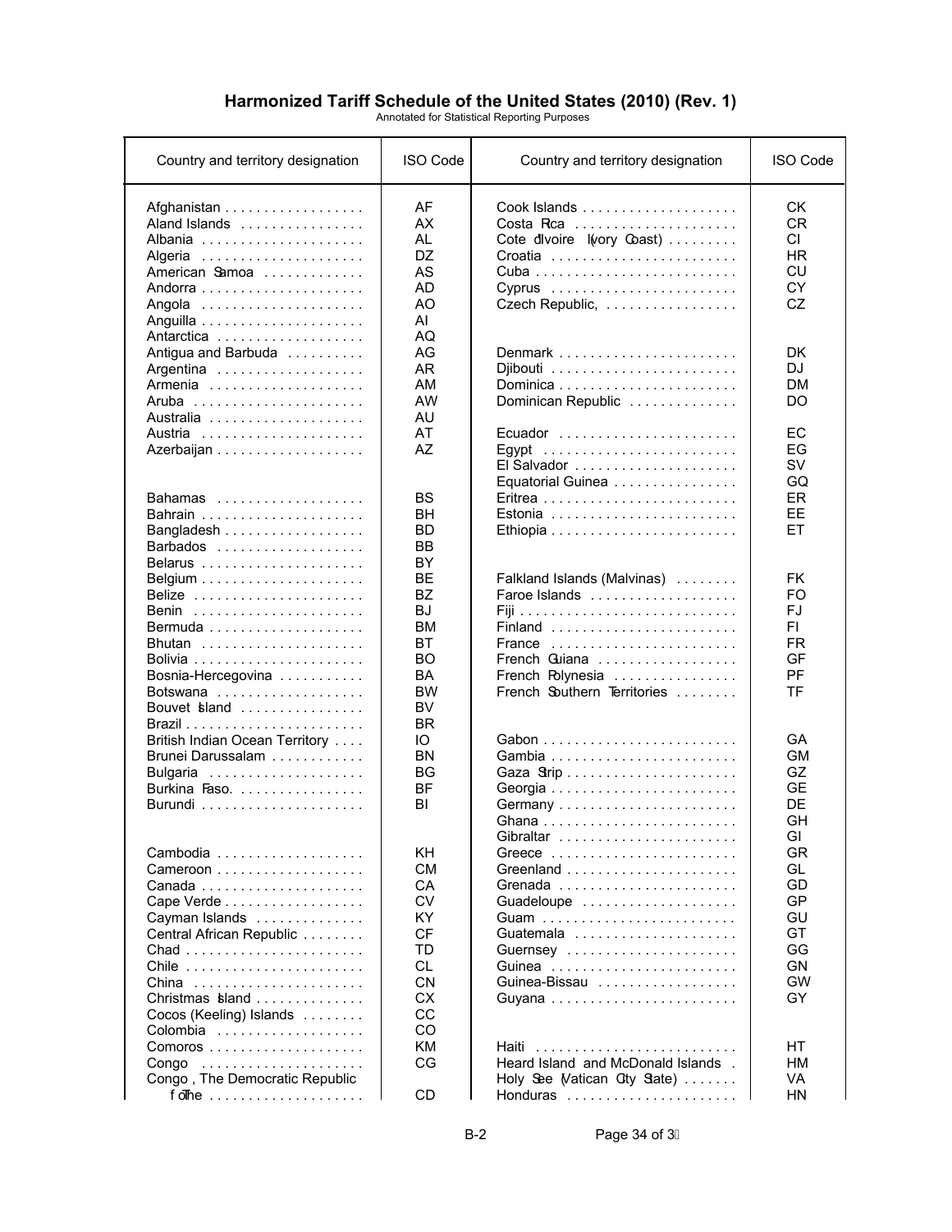# Harmonized Tariff Schedule of the United States (2010) (Rev. 1)

Annotated for Statistical Reporting Purposes

| Country and territory designation | ISO Code |
|---|---|
| Afghanistan | AF |
| Aland Islands | AX |
| Albania | AL |
| Algeria | DZ |
| American Samoa | AS |
| Andorra | AD |
| Angola | AO |
| Anguilla | AI |
| Antarctica | AQ |
| Antigua and Barbuda | AG |
| Argentina | AR |
| Armenia | AM |
| Aruba | AW |
| Australia | AU |
| Austria | AT |
| Azerbaijan | AZ |
| Bahamas | BS |
| Bahrain | BH |
| Bangladesh | BD |
| Barbados | BB |
| Belarus | BY |
| Belgium | BE |
| Belize | BZ |
| Benin | BJ |
| Bermuda | BM |
| Bhutan | BT |
| Bolivia | BO |
| Bosnia-Hercegovina | BA |
| Botswana | BW |
| Bouvet Island | BV |
| Brazil | BR |
| British Indian Ocean Territory | IO |
| Brunei Darussalam | BN |
| Bulgaria | BG |
| Burkina Faso. | BF |
| Burundi | BI |
| Cambodia | KH |
| Cameroon | CM |
| Canada | CA |
| Cape Verde | CV |
| Cayman Islands | KY |
| Central African Republic | CF |
| Chad | TD |
| Chile | CL |
| China | CN |
| Christmas Island | CX |
| Cocos (Keeling) Islands | CC |
| Colombia | CO |
| Comoros | KM |
| Congo | CG |
| Congo , The Democratic Republic of The | CD |
| Cook Islands | CK |
| Costa Rica | CR |
| Cote d'Ivoire (Ivory Coast) | CI |
| Croatia | HR |
| Cuba | CU |
| Cyprus | CY |
| Czech Republic, | CZ |
| Denmark | DK |
| Djibouti | DJ |
| Dominica | DM |
| Dominican Republic | DO |
| Ecuador | EC |
| Egypt | EG |
| El Salvador | SV |
| Equatorial Guinea | GQ |
| Eritrea | ER |
| Estonia | EE |
| Ethiopia | ET |
| Falkland Islands (Malvinas) | FK |
| Faroe Islands | FO |
| Fiji | FJ |
| Finland | FI |
| France | FR |
| French Guiana | GF |
| French Polynesia | PF |
| French Southern Territories | TF |
| Gabon | GA |
| Gambia | GM |
| Gaza Strip | GZ |
| Georgia | GE |
| Germany | DE |
| Ghana | GH |
| Gibraltar | GI |
| Greece | GR |
| Greenland | GL |
| Grenada | GD |
| Guadeloupe | GP |
| Guam | GU |
| Guatemala | GT |
| Guernsey | GG |
| Guinea | GN |
| Guinea-Bissau | GW |
| Guyana | GY |
| Haiti | HT |
| Heard Island and McDonald Islands | HM |
| Holy See (Vatican City State) | VA |
| Honduras | HN |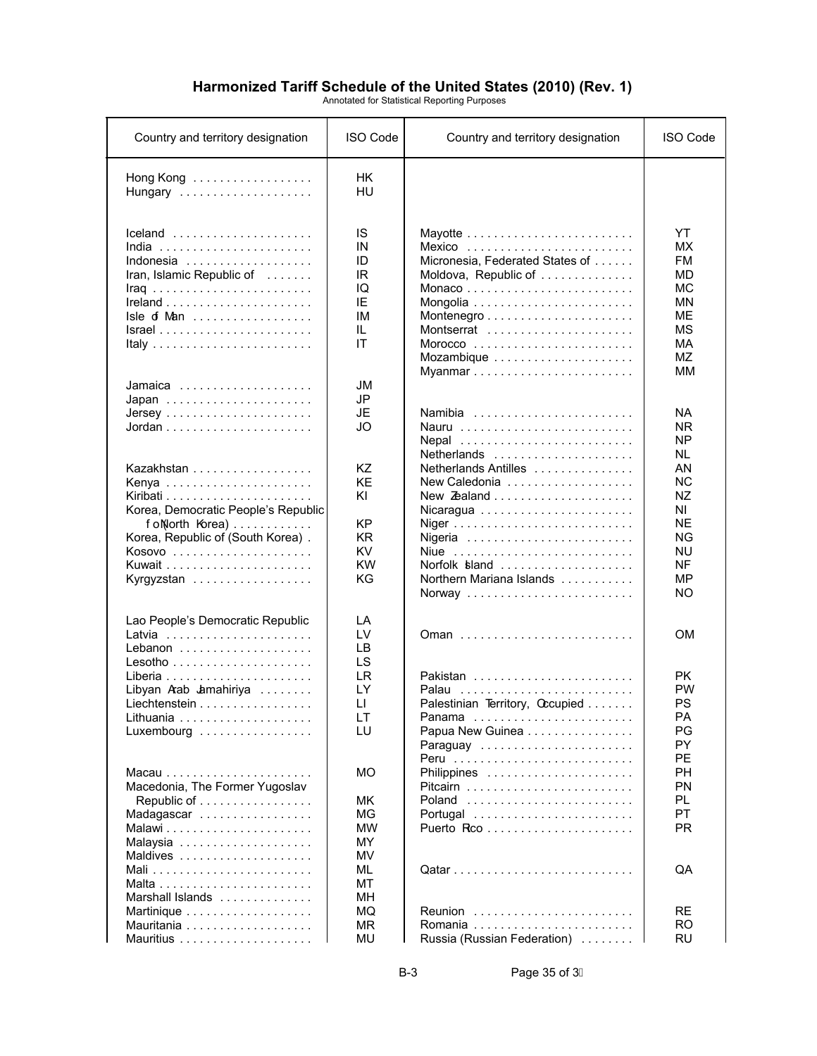# Harmonized Tariff Schedule of the United States (2010) (Rev. 1)

Annotated for Statistical Reporting Purposes

| Country and territory designation | ISO Code |
|---|---|
| Hong Kong | HK |
| Hungary | HU |
| Iceland | IS |
| India | IN |
| Indonesia | ID |
| Iran, Islamic Republic of | IR |
| Iraq | IQ |
| Ireland | IE |
| Isle of Man | IM |
| Israel | IL |
| Italy | IT |
| Jamaica | JM |
| Japan | JP |
| Jersey | JE |
| Jordan | JO |
| Kazakhstan | KZ |
| Kenya | KE |
| Kiribati | KI |
| Korea, Democratic People's Republic of (North Korea) | KP |
| Korea, Republic of (South Korea) | KR |
| Kosovo | KV |
| Kuwait | KW |
| Kyrgyzstan | KG |
| Lao People's Democratic Republic | LA |
| Latvia | LV |
| Lebanon | LB |
| Lesotho | LS |
| Liberia | LR |
| Libyan Arab Jamahiriya | LY |
| Liechtenstein | LI |
| Lithuania | LT |
| Luxembourg | LU |
| Macau | MO |
| Macedonia, The Former Yugoslav Republic of | MK |
| Madagascar | MG |
| Malawi | MW |
| Malaysia | MY |
| Maldives | MV |
| Mali | ML |
| Malta | MT |
| Marshall Islands | MH |
| Martinique | MQ |
| Mauritania | MR |
| Mauritius | MU |
| Mayotte | YT |
| Mexico | MX |
| Micronesia, Federated States of | FM |
| Moldova, Republic of | MD |
| Monaco | MC |
| Mongolia | MN |
| Montenegro | ME |
| Montserrat | MS |
| Morocco | MA |
| Mozambique | MZ |
| Myanmar | MM |
| Namibia | NA |
| Nauru | NR |
| Nepal | NP |
| Netherlands | NL |
| Netherlands Antilles | AN |
| New Caledonia | NC |
| New Zealand | NZ |
| Nicaragua | NI |
| Niger | NE |
| Nigeria | NG |
| Niue | NU |
| Norfolk Island | NF |
| Northern Mariana Islands | MP |
| Norway | NO |
| Oman | OM |
| Pakistan | PK |
| Palau | PW |
| Palestinian Territory, Occupied | PS |
| Panama | PA |
| Papua New Guinea | PG |
| Paraguay | PY |
| Peru | PE |
| Philippines | PH |
| Pitcairn | PN |
| Poland | PL |
| Portugal | PT |
| Puerto Rico | PR |
| Qatar | QA |
| Reunion | RE |
| Romania | RO |
| Russia (Russian Federation) | RU |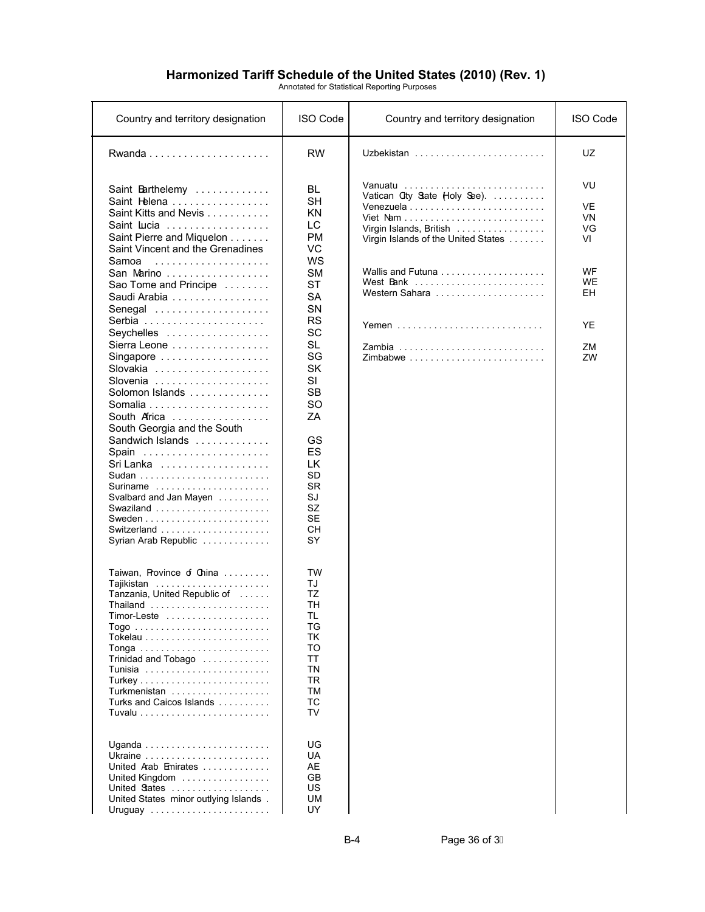# Harmonized Tariff Schedule of the United States (2010) (Rev. 1)

Annotated for Statistical Reporting Purposes

| Country and territory designation | ISO Code |
|---|---|
| Rwanda | RW |
| Saint Barthelemy | BL |
| Saint Helena | SH |
| Saint Kitts and Nevis | KN |
| Saint Lucia | LC |
| Saint Pierre and Miquelon | PM |
| Saint Vincent and the Grenadines | VC |
| Samoa | WS |
| San Marino | SM |
| Sao Tome and Principe | ST |
| Saudi Arabia | SA |
| Senegal | SN |
| Serbia | RS |
| Seychelles | SC |
| Sierra Leone | SL |
| Singapore | SG |
| Slovakia | SK |
| Slovenia | SI |
| Solomon Islands | SB |
| Somalia | SO |
| South Africa | ZA |
| South Georgia and the South Sandwich Islands | GS |
| Spain | ES |
| Sri Lanka | LK |
| Sudan | SD |
| Suriname | SR |
| Svalbard and Jan Mayen | SJ |
| Swaziland | SZ |
| Sweden | SE |
| Switzerland | CH |
| Syrian Arab Republic | SY |
| Taiwan, Province of China | TW |
| Tajikistan | TJ |
| Tanzania, United Republic of | TZ |
| Thailand | TH |
| Timor-Leste | TL |
| Togo | TG |
| Tokelau | TK |
| Tonga | TO |
| Trinidad and Tobago | TT |
| Tunisia | TN |
| Turkey | TR |
| Turkmenistan | TM |
| Turks and Caicos Islands | TC |
| Tuvalu | TV |
| Uganda | UG |
| Ukraine | UA |
| United Arab Emirates | AE |
| United Kingdom | GB |
| United States | US |
| United States minor outlying Islands | UM |
| Uruguay | UY |
| Uzbekistan | UZ |
| Vanuatu | VU |
| Vatican City State (Holy See) | VA |
| Venezuela | VE |
| Viet Nam | VN |
| Virgin Islands, British | VG |
| Virgin Islands of the United States | VI |
| Wallis and Futuna | WF |
| West Bank | WE |
| Western Sahara | EH |
| Yemen | YE |
| Zambia | ZM |
| Zimbabwe | ZW |

B-4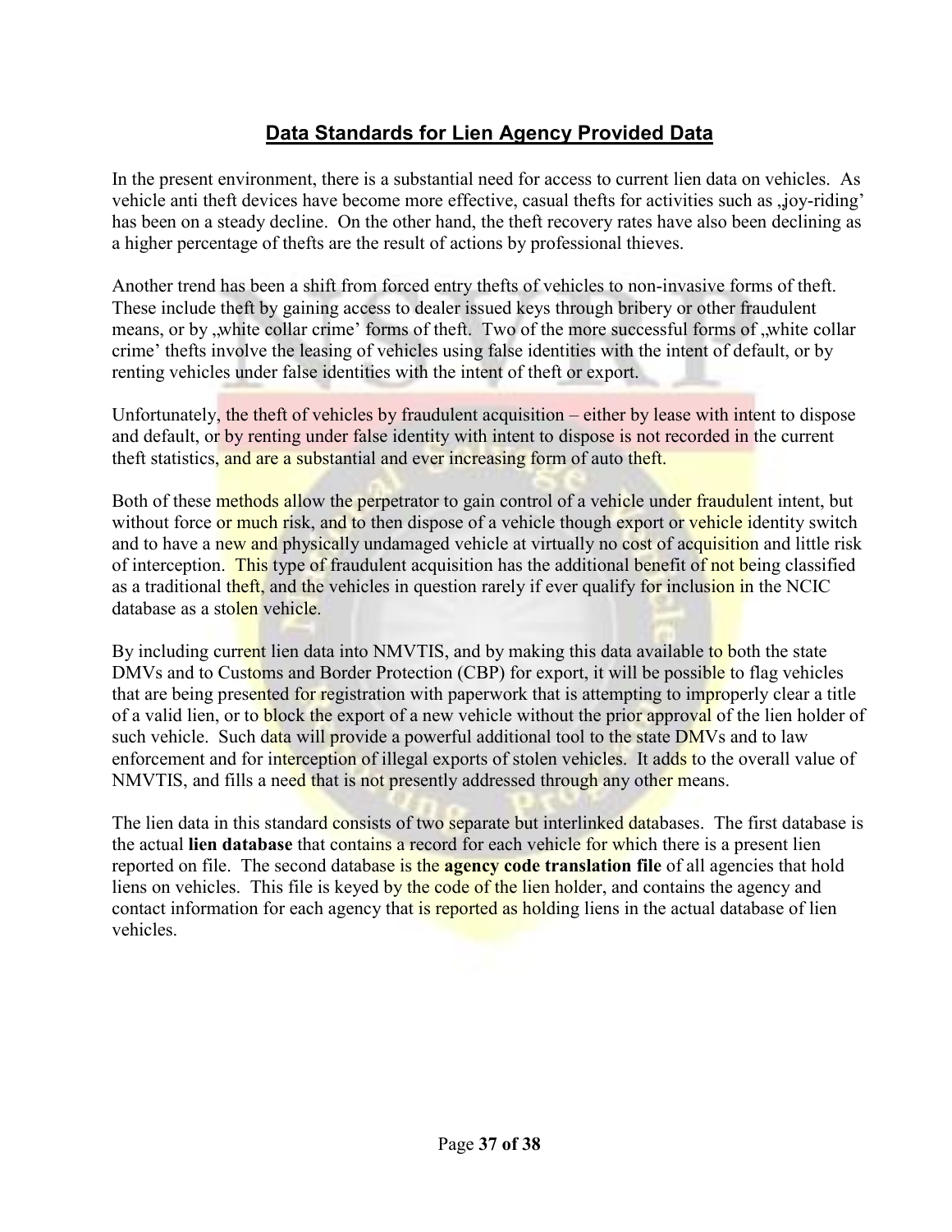## Data Standards for Lien Agency Provided Data

In the present environment, there is a substantial need for access to current lien data on vehicles. As vehicle anti theft devices have become more effective, casual thefts for activities such as „joy-riding' has been on a steady decline. On the other hand, the theft recovery rates have also been declining as a higher percentage of thefts are the result of actions by professional thieves.

Another trend has been a shift from forced entry thefts of vehicles to non-invasive forms of theft. These include theft by gaining access to dealer issued keys through bribery or other fraudulent means, or by „white collar crime' forms of theft. Two of the more successful forms of „white collar crime' thefts involve the leasing of vehicles using false identities with the intent of default, or by renting vehicles under false identities with the intent of theft or export.

Unfortunately, the theft of vehicles by fraudulent acquisition – either by lease with intent to dispose and default, or by renting under false identity with intent to dispose is not recorded in the current theft statistics, and are a substantial and ever increasing form of auto theft.

Both of these methods allow the perpetrator to gain control of a vehicle under fraudulent intent, but without force or much risk, and to then dispose of a vehicle though export or vehicle identity switch and to have a new and physically undamaged vehicle at virtually no cost of acquisition and little risk of interception. This type of fraudulent acquisition has the additional benefit of not being classified as a traditional theft, and the vehicles in question rarely if ever qualify for inclusion in the NCIC database as a stolen vehicle.

By including current lien data into NMVTIS, and by making this data available to both the state DMVs and to Customs and Border Protection (CBP) for export, it will be possible to flag vehicles that are being presented for registration with paperwork that is attempting to improperly clear a title of a valid lien, or to block the export of a new vehicle without the prior approval of the lien holder of such vehicle. Such data will provide a powerful additional tool to the state DMVs and to law enforcement and for interception of illegal exports of stolen vehicles. It adds to the overall value of NMVTIS, and fills a need that is not presently addressed through any other means.

The lien data in this standard consists of two separate but interlinked databases. The first database is the actual **lien database** that contains a record for each vehicle for which there is a present lien reported on file. The second database is the **agency code translation file** of all agencies that hold liens on vehicles. This file is keyed by the code of the lien holder, and contains the agency and contact information for each agency that is reported as holding liens in the actual database of lien vehicles.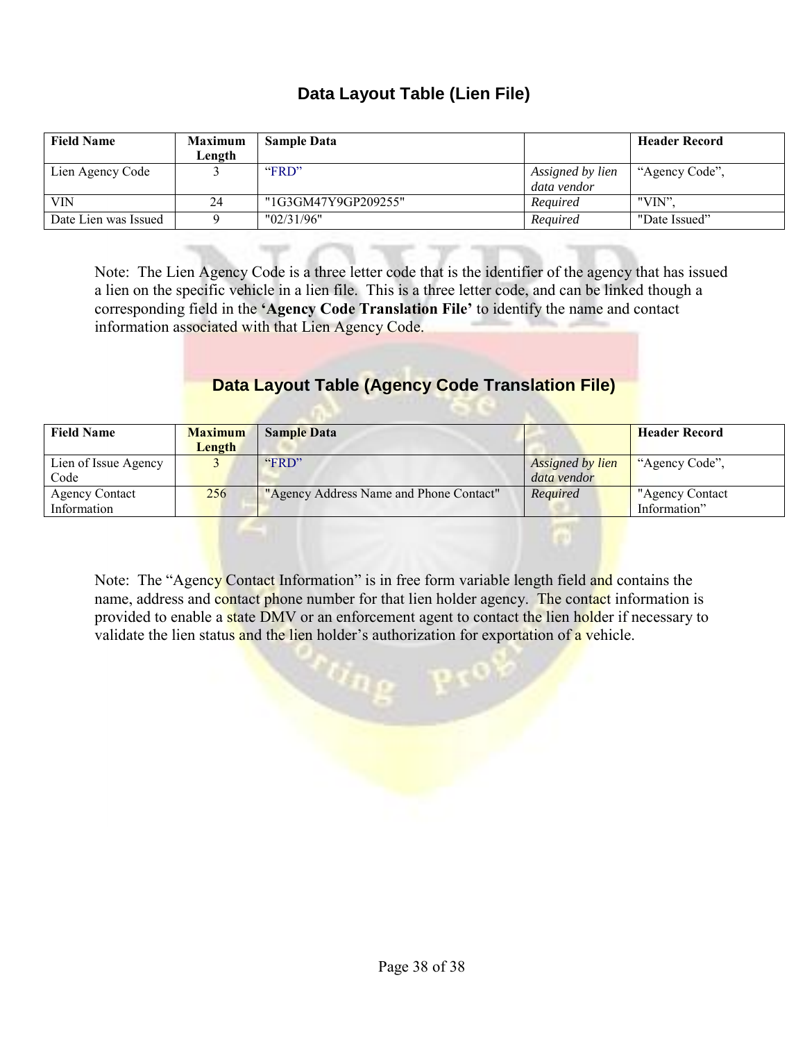## Data Layout Table (Lien File)

| Field Name | Maximum Length | Sample Data | | Header Record |
|---|---|---|---|---|
| Lien Agency Code | 3 | "FRD" | *Assigned by lien data vendor* | "Agency Code", |
| VIN | 24 | "1G3GM47Y9GP209255" | *Required* | "VIN", |
| Date Lien was Issued | 9 | "02/31/96" | *Required* | "Date Issued" |

Note: The Lien Agency Code is a three letter code that is the identifier of the agency that has issued a lien on the specific vehicle in a lien file. This is a three letter code, and can be linked though a corresponding field in the **'Agency Code Translation File'** to identify the name and contact information associated with that Lien Agency Code.

## Data Layout Table (Agency Code Translation File)

| Field Name | Maximum Length | Sample Data | | Header Record |
|---|---|---|---|---|
| Lien of Issue Agency Code | 3 | "FRD" | *Assigned by lien data vendor* | "Agency Code", |
| Agency Contact Information | 256 | "Agency Address Name and Phone Contact" | *Required* | "Agency Contact Information" |

Note: The "Agency Contact Information" is in free form variable length field and contains the name, address and contact phone number for that lien holder agency. The contact information is provided to enable a state DMV or an enforcement agent to contact the lien holder if necessary to validate the lien status and the lien holder's authorization for exportation of a vehicle.